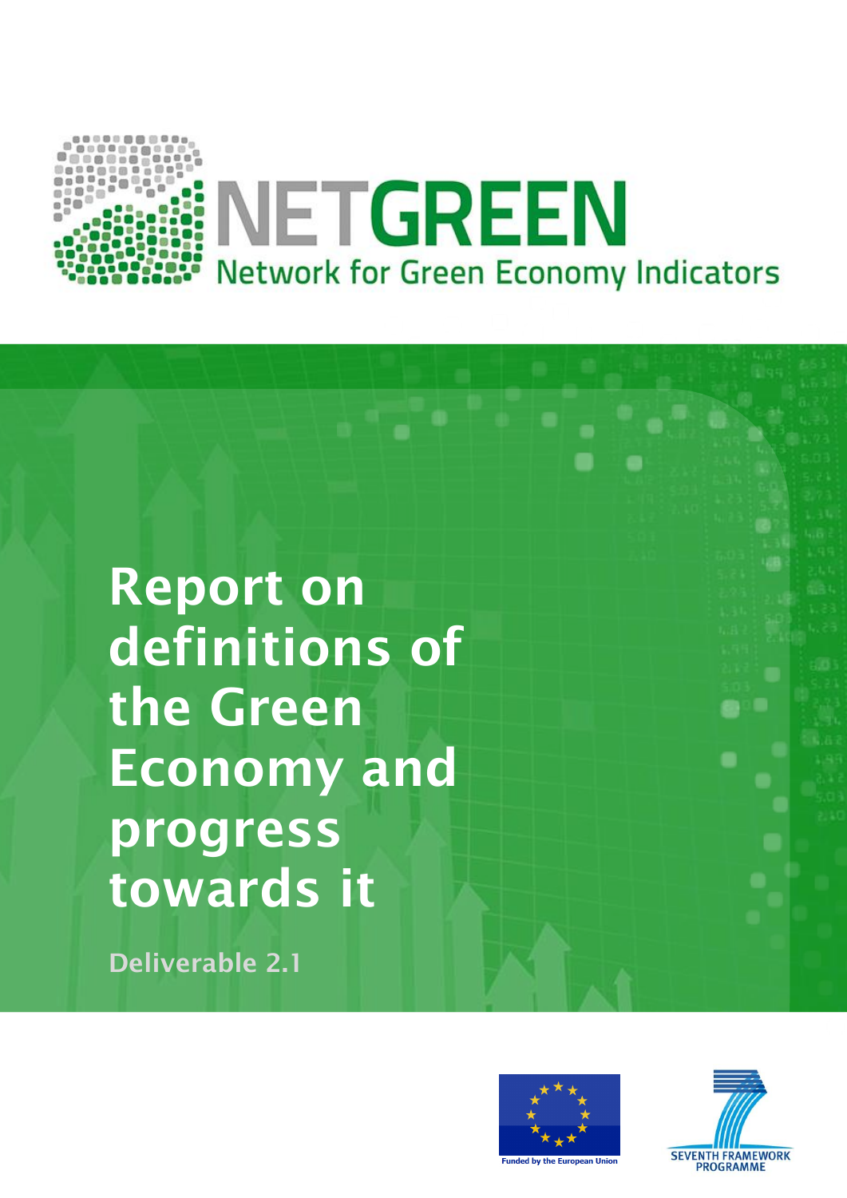# NETGREEN

Network for Green Economy Indicators

# Report on definitions of the Green Economy and progress towards it

Deliverable 2.1

Funded by the European Union

SEVENTH FRAMEWORK PROGRAMME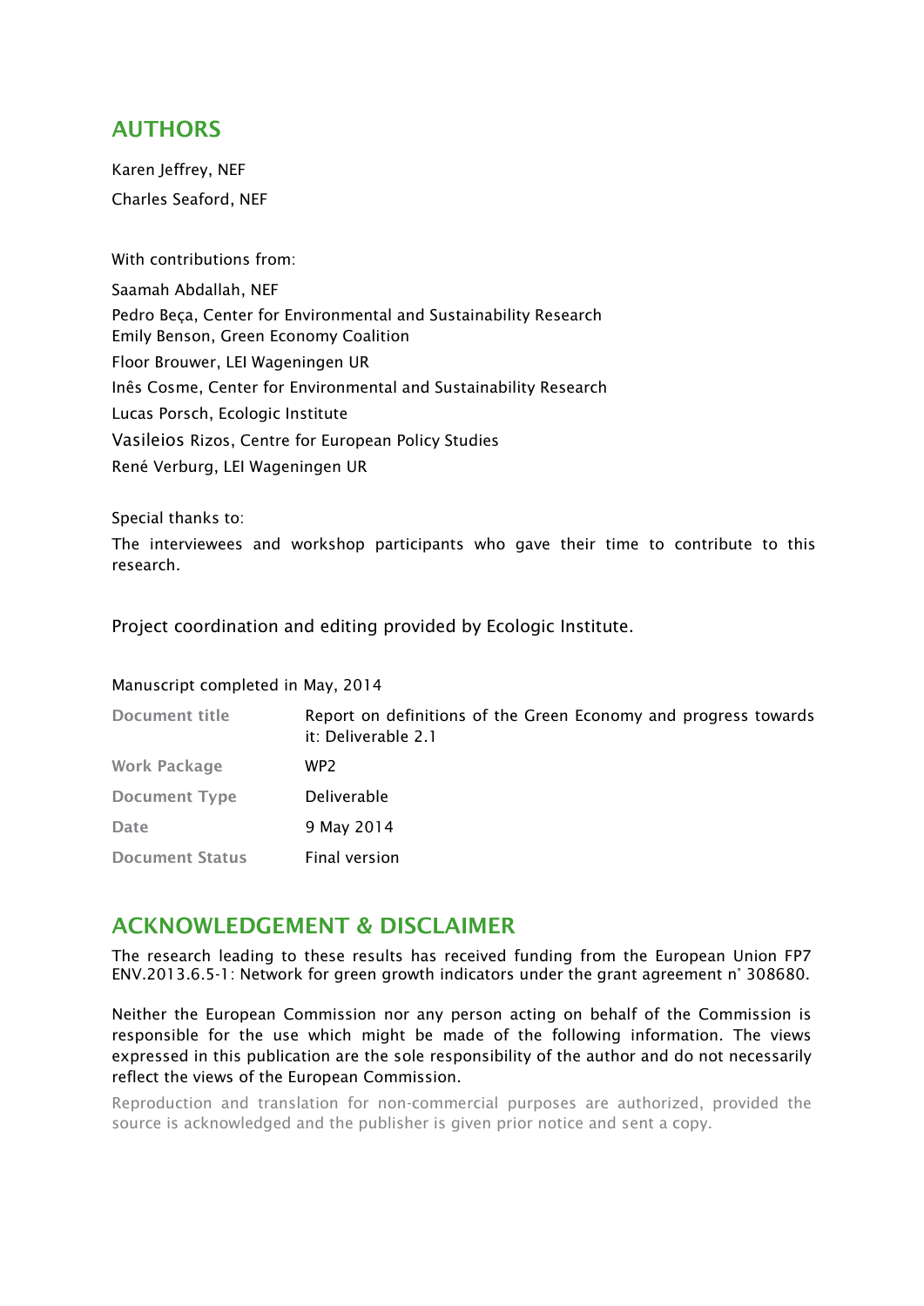## AUTHORS

Karen Jeffrey, NEF

Charles Seaford, NEF

With contributions from:

Saamah Abdallah, NEF
Pedro Beça, Center for Environmental and Sustainability Research
Emily Benson, Green Economy Coalition
Floor Brouwer, LEI Wageningen UR
Inês Cosme, Center for Environmental and Sustainability Research
Lucas Porsch, Ecologic Institute
Vasileios Rizos, Centre for European Policy Studies
René Verburg, LEI Wageningen UR

Special thanks to:

The interviewees and workshop participants who gave their time to contribute to this research.

Project coordination and editing provided by Ecologic Institute.

Manuscript completed in May, 2014

| | |
|---|---|
| Document title | Report on definitions of the Green Economy and progress towards it: Deliverable 2.1 |
| Work Package | WP2 |
| Document Type | Deliverable |
| Date | 9 May 2014 |
| Document Status | Final version |

## ACKNOWLEDGEMENT & DISCLAIMER

The research leading to these results has received funding from the European Union FP7 ENV.2013.6.5-1: Network for green growth indicators under the grant agreement n° 308680.

Neither the European Commission nor any person acting on behalf of the Commission is responsible for the use which might be made of the following information. The views expressed in this publication are the sole responsibility of the author and do not necessarily reflect the views of the European Commission.

Reproduction and translation for non-commercial purposes are authorized, provided the source is acknowledged and the publisher is given prior notice and sent a copy.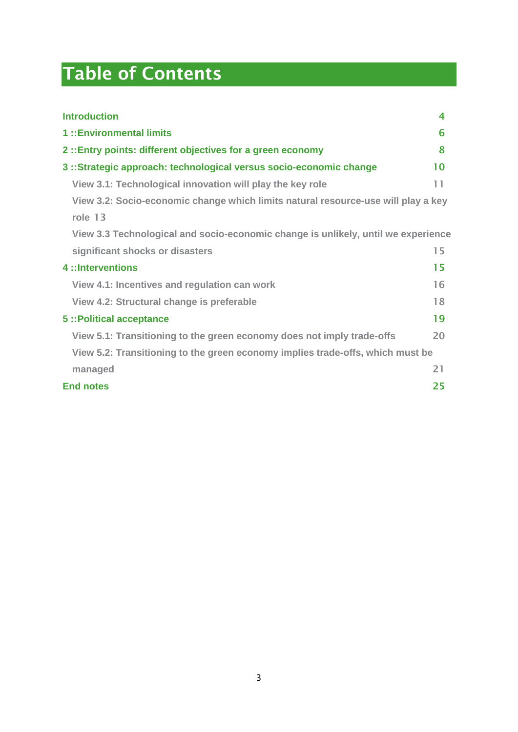# Table of Contents

| | |
|---|---|
| **Introduction** | 4 |
| **1 ::Environmental limits** | 6 |
| **2 ::Entry points: different objectives for a green economy** | 8 |
| **3 ::Strategic approach: technological versus socio-economic change** | 10 |
| View 3.1: Technological innovation will play the key role | 11 |
| View 3.2: Socio-economic change which limits natural resource-use will play a key role | 13 |
| View 3.3 Technological and socio-economic change is unlikely, until we experience significant shocks or disasters | 15 |
| **4 ::Interventions** | 15 |
| View 4.1: Incentives and regulation can work | 16 |
| View 4.2: Structural change is preferable | 18 |
| **5 ::Political acceptance** | 19 |
| View 5.1: Transitioning to the green economy does not imply trade-offs | 20 |
| View 5.2: Transitioning to the green economy implies trade-offs, which must be managed | 21 |
| **End notes** | 25 |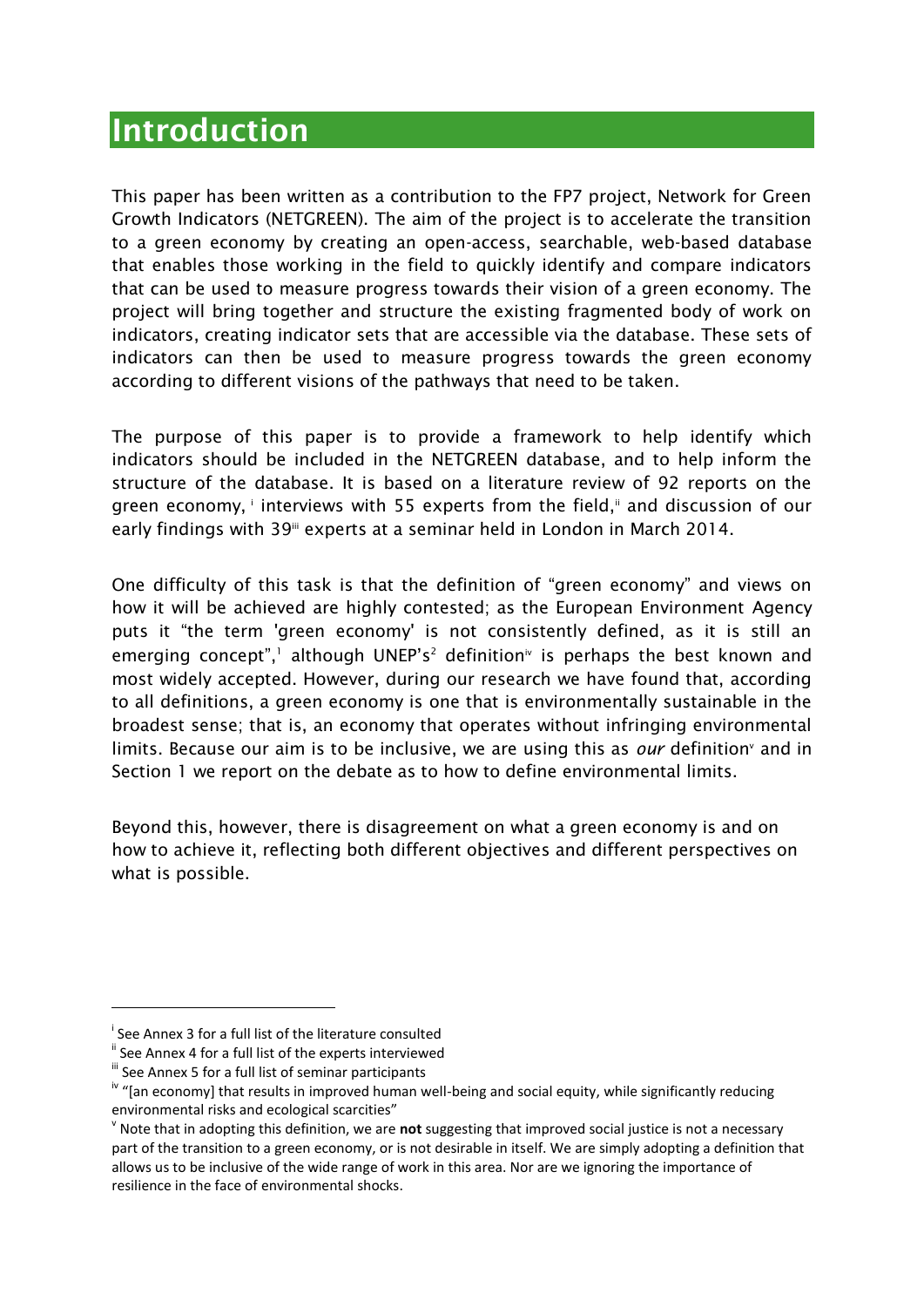# Introduction

This paper has been written as a contribution to the FP7 project, Network for Green Growth Indicators (NETGREEN). The aim of the project is to accelerate the transition to a green economy by creating an open-access, searchable, web-based database that enables those working in the field to quickly identify and compare indicators that can be used to measure progress towards their vision of a green economy. The project will bring together and structure the existing fragmented body of work on indicators, creating indicator sets that are accessible via the database. These sets of indicators can then be used to measure progress towards the green economy according to different visions of the pathways that need to be taken.

The purpose of this paper is to provide a framework to help identify which indicators should be included in the NETGREEN database, and to help inform the structure of the database. It is based on a literature review of 92 reports on the green economy,[i] interviews with 55 experts from the field,[ii] and discussion of our early findings with 39[iii] experts at a seminar held in London in March 2014.

One difficulty of this task is that the definition of "green economy" and views on how it will be achieved are highly contested; as the European Environment Agency puts it "the term 'green economy' is not consistently defined, as it is still an emerging concept",[1] although UNEP's[2] definition[iv] is perhaps the best known and most widely accepted. However, during our research we have found that, according to all definitions, a green economy is one that is environmentally sustainable in the broadest sense; that is, an economy that operates without infringing environmental limits. Because our aim is to be inclusive, we are using this as *our* definition[v] and in Section 1 we report on the debate as to how to define environmental limits.

Beyond this, however, there is disagreement on what a green economy is and on how to achieve it, reflecting both different objectives and different perspectives on what is possible.

---

[i] See Annex 3 for a full list of the literature consulted

[ii] See Annex 4 for a full list of the experts interviewed

[iii] See Annex 5 for a full list of seminar participants

[iv] "[an economy] that results in improved human well-being and social equity, while significantly reducing environmental risks and ecological scarcities"

[v] Note that in adopting this definition, we are **not** suggesting that improved social justice is not a necessary part of the transition to a green economy, or is not desirable in itself. We are simply adopting a definition that allows us to be inclusive of the wide range of work in this area. Nor are we ignoring the importance of resilience in the face of environmental shocks.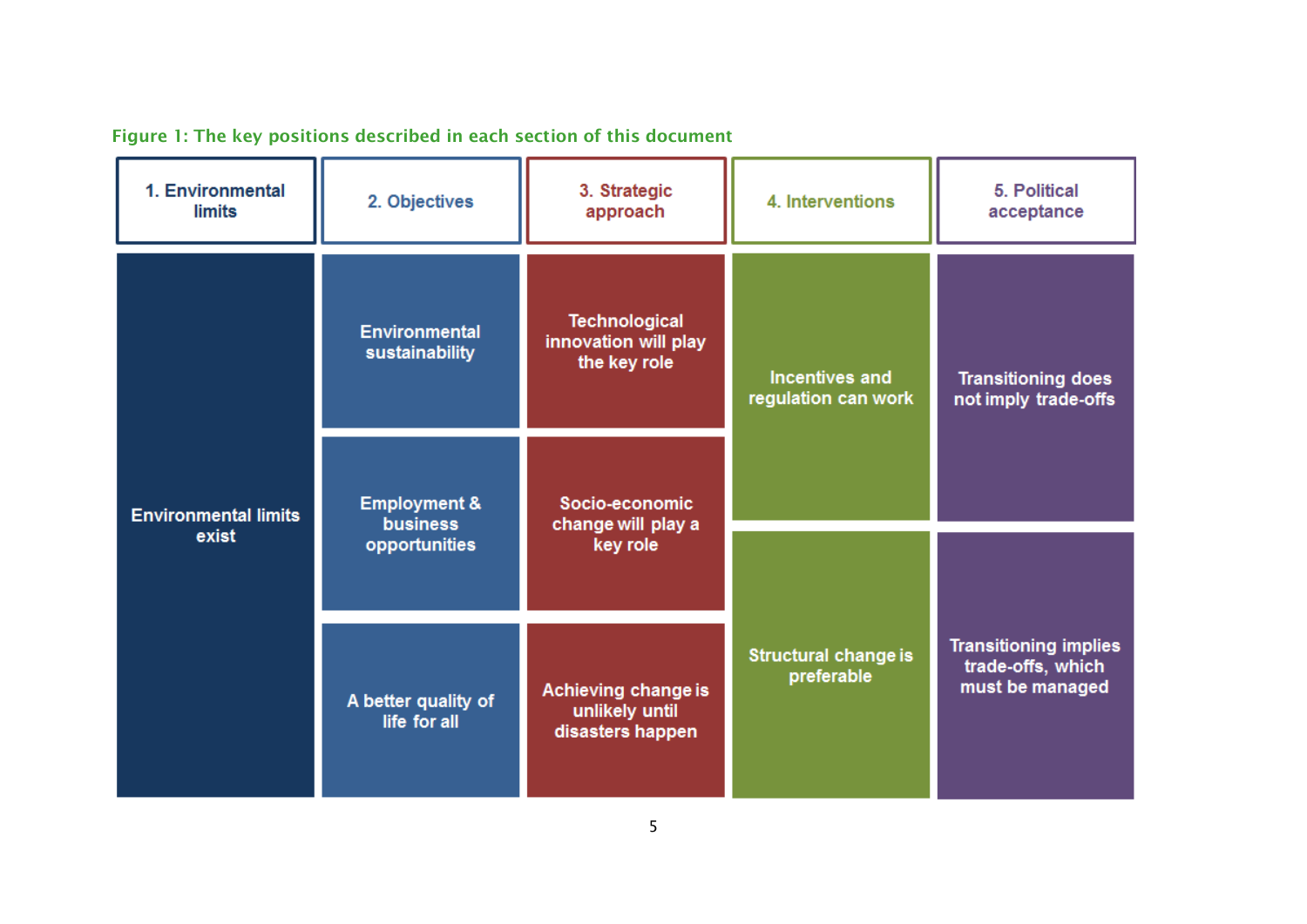Figure 1: The key positions described in each section of this document

| 1. Environmental limits | 2. Objectives | 3. Strategic approach | 4. Interventions | 5. Political acceptance |
|---|---|---|---|---|
| Environmental limits exist | Environmental sustainability | Technological innovation will play the key role | Incentives and regulation can work | Transitioning does not imply trade-offs |
| | Employment & business opportunities | Socio-economic change will play a key role | | |
| | A better quality of life for all | Achieving change is unlikely until disasters happen | Structural change is preferable | Transitioning implies trade-offs, which must be managed |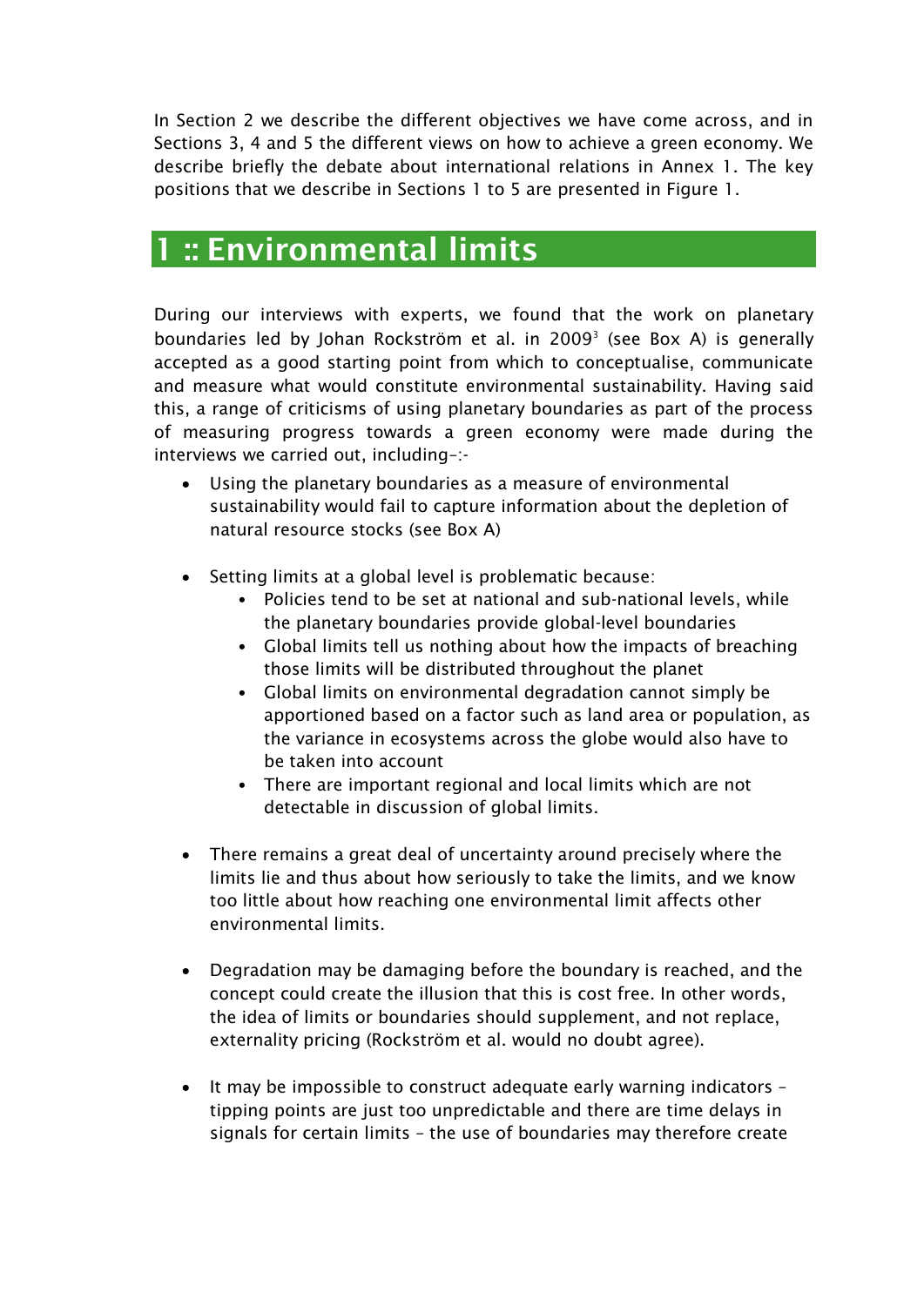In Section 2 we describe the different objectives we have come across, and in Sections 3, 4 and 5 the different views on how to achieve a green economy. We describe briefly the debate about international relations in Annex 1. The key positions that we describe in Sections 1 to 5 are presented in Figure 1.

# 1 :: Environmental limits

During our interviews with experts, we found that the work on planetary boundaries led by Johan Rockström et al. in 2009[3] (see Box A) is generally accepted as a good starting point from which to conceptualise, communicate and measure what would constitute environmental sustainability. Having said this, a range of criticisms of using planetary boundaries as part of the process of measuring progress towards a green economy were made during the interviews we carried out, including–:-

- Using the planetary boundaries as a measure of environmental sustainability would fail to capture information about the depletion of natural resource stocks (see Box A)
- Setting limits at a global level is problematic because:
  - Policies tend to be set at national and sub-national levels, while the planetary boundaries provide global-level boundaries
  - Global limits tell us nothing about how the impacts of breaching those limits will be distributed throughout the planet
  - Global limits on environmental degradation cannot simply be apportioned based on a factor such as land area or population, as the variance in ecosystems across the globe would also have to be taken into account
  - There are important regional and local limits which are not detectable in discussion of global limits.
- There remains a great deal of uncertainty around precisely where the limits lie and thus about how seriously to take the limits, and we know too little about how reaching one environmental limit affects other environmental limits.
- Degradation may be damaging before the boundary is reached, and the concept could create the illusion that this is cost free. In other words, the idea of limits or boundaries should supplement, and not replace, externality pricing (Rockström et al. would no doubt agree).
- It may be impossible to construct adequate early warning indicators – tipping points are just too unpredictable and there are time delays in signals for certain limits – the use of boundaries may therefore create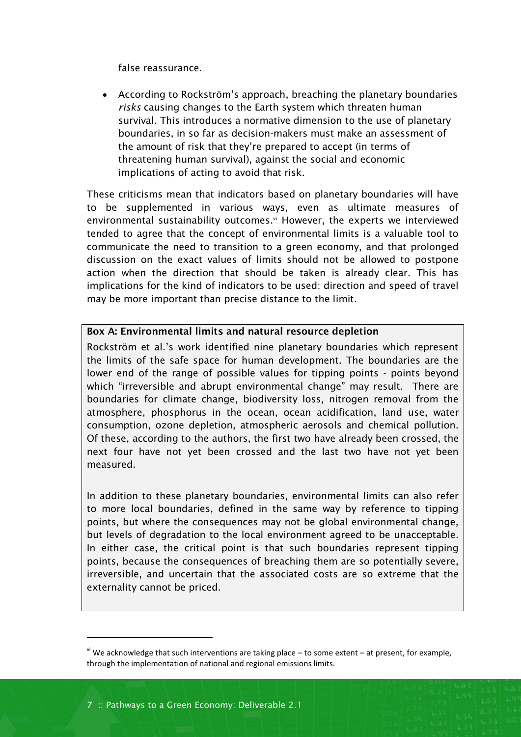false reassurance.

- According to Rockström's approach, breaching the planetary boundaries *risks* causing changes to the Earth system which threaten human survival. This introduces a normative dimension to the use of planetary boundaries, in so far as decision-makers must make an assessment of the amount of risk that they're prepared to accept (in terms of threatening human survival), against the social and economic implications of acting to avoid that risk.

These criticisms mean that indicators based on planetary boundaries will have to be supplemented in various ways, even as ultimate measures of environmental sustainability outcomes.[vi] However, the experts we interviewed tended to agree that the concept of environmental limits is a valuable tool to communicate the need to transition to a green economy, and that prolonged discussion on the exact values of limits should not be allowed to postpone action when the direction that should be taken is already clear. This has implications for the kind of indicators to be used: direction and speed of travel may be more important than precise distance to the limit.

**Box A: Environmental limits and natural resource depletion**

Rockström et al.'s work identified nine planetary boundaries which represent the limits of the safe space for human development. The boundaries are the lower end of the range of possible values for tipping points - points beyond which "irreversible and abrupt environmental change" may result. There are boundaries for climate change, biodiversity loss, nitrogen removal from the atmosphere, phosphorus in the ocean, ocean acidification, land use, water consumption, ozone depletion, atmospheric aerosols and chemical pollution. Of these, according to the authors, the first two have already been crossed, the next four have not yet been crossed and the last two have not yet been measured.

In addition to these planetary boundaries, environmental limits can also refer to more local boundaries, defined in the same way by reference to tipping points, but where the consequences may not be global environmental change, but levels of degradation to the local environment agreed to be unacceptable. In either case, the critical point is that such boundaries represent tipping points, because the consequences of breaching them are so potentially severe, irreversible, and uncertain that the associated costs are so extreme that the externality cannot be priced.

---

[vi] We acknowledge that such interventions are taking place – to some extent – at present, for example, through the implementation of national and regional emissions limits.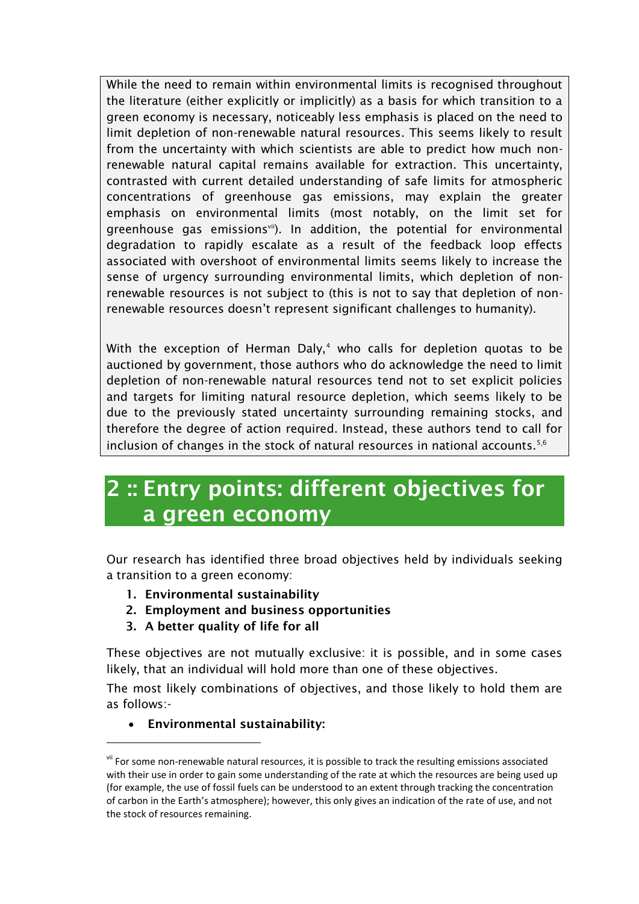While the need to remain within environmental limits is recognised throughout the literature (either explicitly or implicitly) as a basis for which transition to a green economy is necessary, noticeably less emphasis is placed on the need to limit depletion of non-renewable natural resources. This seems likely to result from the uncertainty with which scientists are able to predict how much non-renewable natural capital remains available for extraction. This uncertainty, contrasted with current detailed understanding of safe limits for atmospheric concentrations of greenhouse gas emissions, may explain the greater emphasis on environmental limits (most notably, on the limit set for greenhouse gas emissions[vii]). In addition, the potential for environmental degradation to rapidly escalate as a result of the feedback loop effects associated with overshoot of environmental limits seems likely to increase the sense of urgency surrounding environmental limits, which depletion of non-renewable resources is not subject to (this is not to say that depletion of non-renewable resources doesn't represent significant challenges to humanity).

With the exception of Herman Daly,[4] who calls for depletion quotas to be auctioned by government, those authors who do acknowledge the need to limit depletion of non-renewable natural resources tend not to set explicit policies and targets for limiting natural resource depletion, which seems likely to be due to the previously stated uncertainty surrounding remaining stocks, and therefore the degree of action required. Instead, these authors tend to call for inclusion of changes in the stock of natural resources in national accounts.[5,6]

# 2 :: Entry points: different objectives for a green economy

Our research has identified three broad objectives held by individuals seeking a transition to a green economy:

1. **Environmental sustainability**
2. **Employment and business opportunities**
3. **A better quality of life for all**

These objectives are not mutually exclusive: it is possible, and in some cases likely, that an individual will hold more than one of these objectives.

The most likely combinations of objectives, and those likely to hold them are as follows:-

- **Environmental sustainability:**

[vii] For some non-renewable natural resources, it is possible to track the resulting emissions associated with their use in order to gain some understanding of the rate at which the resources are being used up (for example, the use of fossil fuels can be understood to an extent through tracking the concentration of carbon in the Earth's atmosphere); however, this only gives an indication of the rate of use, and not the stock of resources remaining.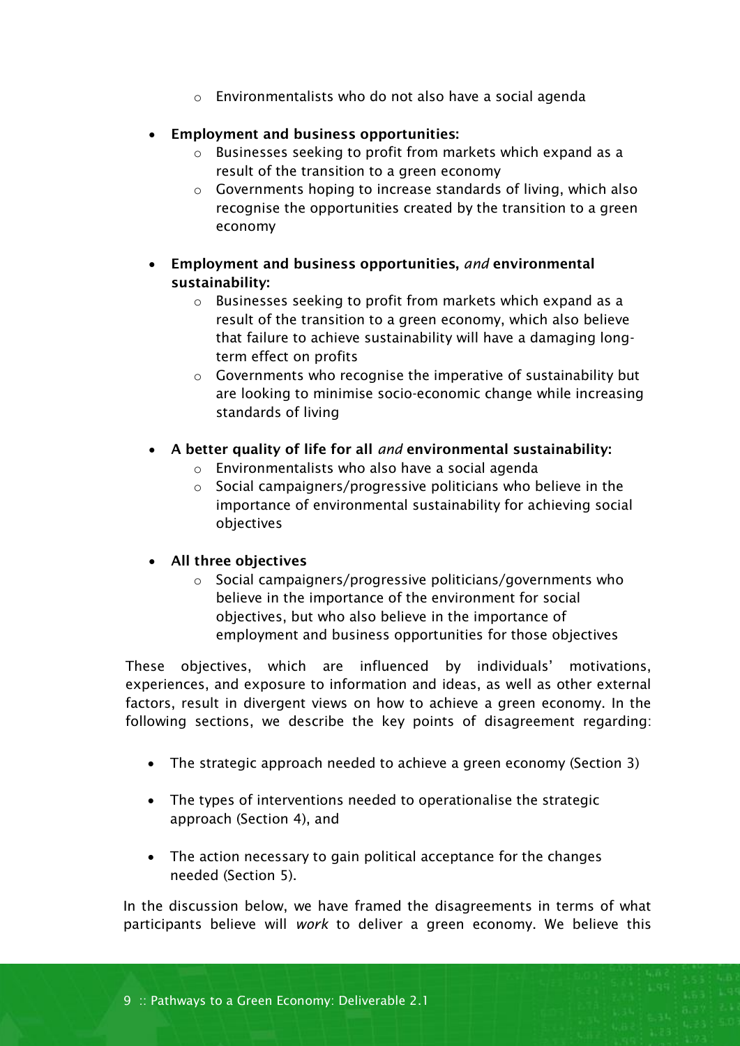- Environmentalists who do not also have a social agenda

- **Employment and business opportunities:**
    - Businesses seeking to profit from markets which expand as a result of the transition to a green economy
    - Governments hoping to increase standards of living, which also recognise the opportunities created by the transition to a green economy

- **Employment and business opportunities,** ***and*** **environmental sustainability:**
    - Businesses seeking to profit from markets which expand as a result of the transition to a green economy, which also believe that failure to achieve sustainability will have a damaging long-term effect on profits
    - Governments who recognise the imperative of sustainability but are looking to minimise socio-economic change while increasing standards of living

- **A better quality of life for all** ***and*** **environmental sustainability:**
    - Environmentalists who also have a social agenda
    - Social campaigners/progressive politicians who believe in the importance of environmental sustainability for achieving social objectives

- **All three objectives**
    - Social campaigners/progressive politicians/governments who believe in the importance of the environment for social objectives, but who also believe in the importance of employment and business opportunities for those objectives

These objectives, which are influenced by individuals' motivations, experiences, and exposure to information and ideas, as well as other external factors, result in divergent views on how to achieve a green economy. In the following sections, we describe the key points of disagreement regarding:

- The strategic approach needed to achieve a green economy (Section 3)
- The types of interventions needed to operationalise the strategic approach (Section 4), and
- The action necessary to gain political acceptance for the changes needed (Section 5).

In the discussion below, we have framed the disagreements in terms of what participants believe will *work* to deliver a green economy. We believe this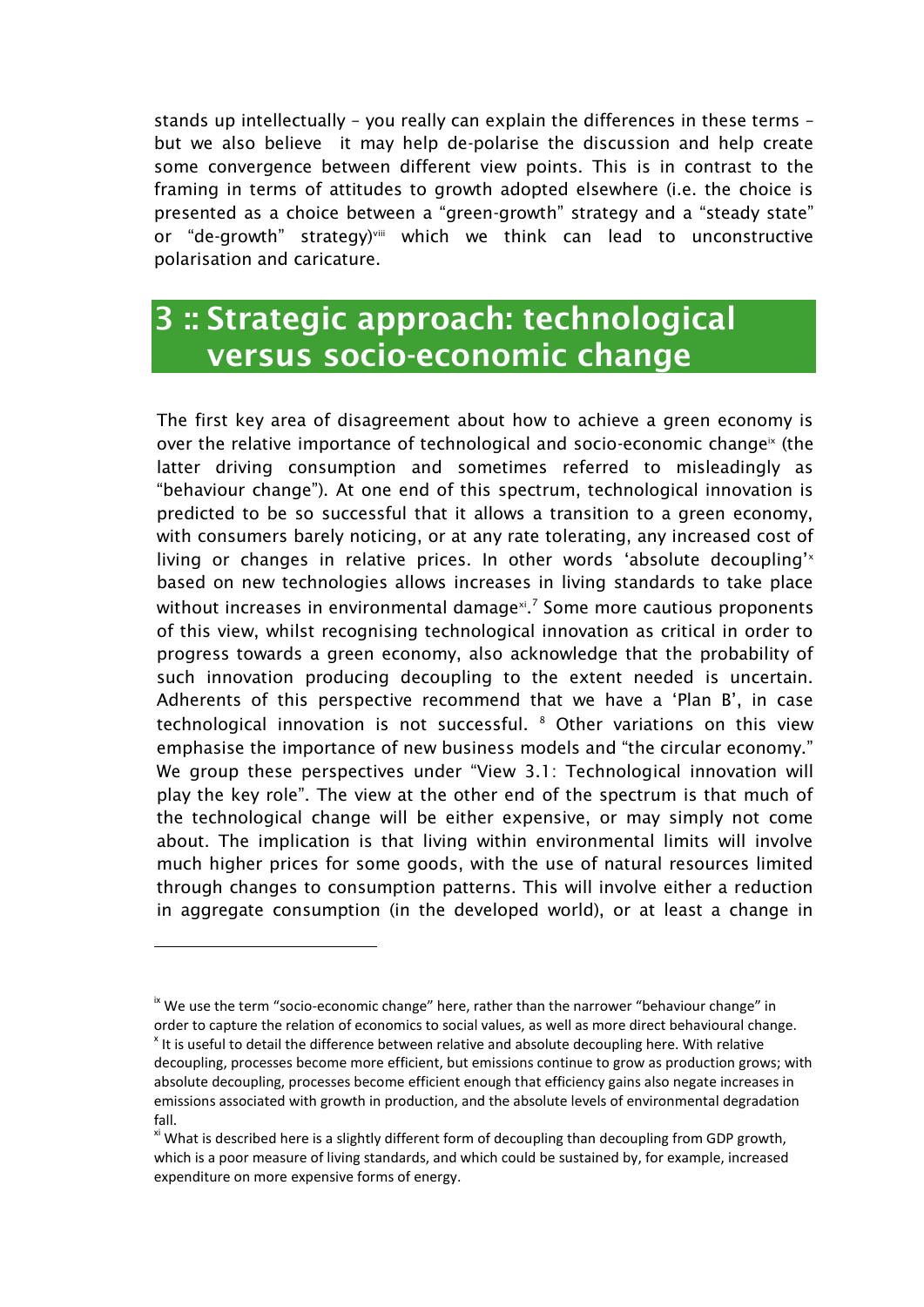stands up intellectually – you really can explain the differences in these terms – but we also believe it may help de-polarise the discussion and help create some convergence between different view points. This is in contrast to the framing in terms of attitudes to growth adopted elsewhere (i.e. the choice is presented as a choice between a "green-growth" strategy and a "steady state" or "de-growth" strategy)[viii] which we think can lead to unconstructive polarisation and caricature.

# 3 :: Strategic approach: technological versus socio-economic change

The first key area of disagreement about how to achieve a green economy is over the relative importance of technological and socio-economic change[ix] (the latter driving consumption and sometimes referred to misleadingly as "behaviour change"). At one end of this spectrum, technological innovation is predicted to be so successful that it allows a transition to a green economy, with consumers barely noticing, or at any rate tolerating, any increased cost of living or changes in relative prices. In other words 'absolute decoupling'[x] based on new technologies allows increases in living standards to take place without increases in environmental damage[xi].[7] Some more cautious proponents of this view, whilst recognising technological innovation as critical in order to progress towards a green economy, also acknowledge that the probability of such innovation producing decoupling to the extent needed is uncertain. Adherents of this perspective recommend that we have a 'Plan B', in case technological innovation is not successful. [8] Other variations on this view emphasise the importance of new business models and "the circular economy." We group these perspectives under "View 3.1: Technological innovation will play the key role". The view at the other end of the spectrum is that much of the technological change will be either expensive, or may simply not come about. The implication is that living within environmental limits will involve much higher prices for some goods, with the use of natural resources limited through changes to consumption patterns. This will involve either a reduction in aggregate consumption (in the developed world), or at least a change in

---

[ix] We use the term "socio-economic change" here, rather than the narrower "behaviour change" in order to capture the relation of economics to social values, as well as more direct behavioural change.

[x] It is useful to detail the difference between relative and absolute decoupling here. With relative decoupling, processes become more efficient, but emissions continue to grow as production grows; with absolute decoupling, processes become efficient enough that efficiency gains also negate increases in emissions associated with growth in production, and the absolute levels of environmental degradation fall.

[xi] What is described here is a slightly different form of decoupling than decoupling from GDP growth, which is a poor measure of living standards, and which could be sustained by, for example, increased expenditure on more expensive forms of energy.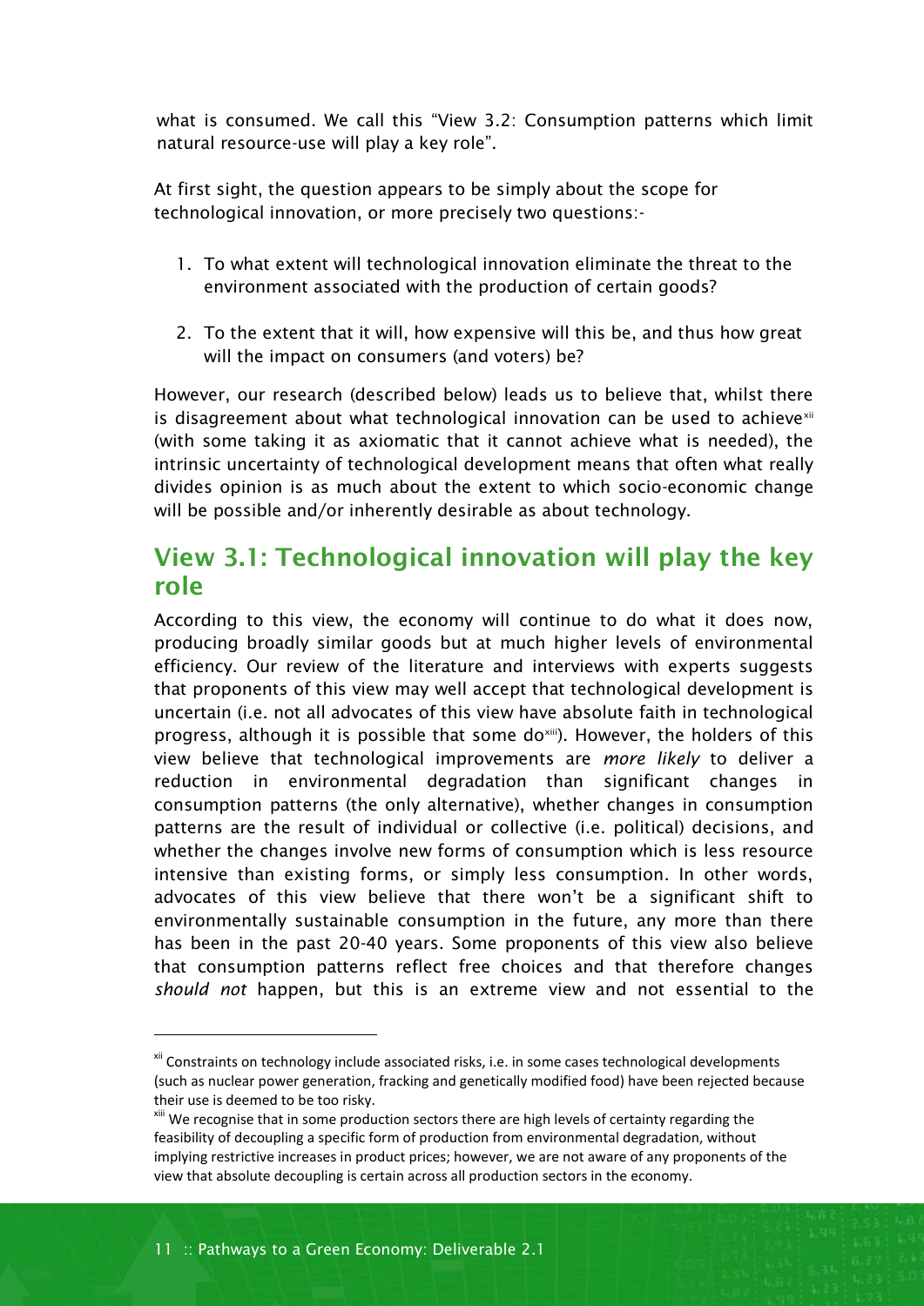what is consumed. We call this "View 3.2: Consumption patterns which limit natural resource-use will play a key role".

At first sight, the question appears to be simply about the scope for technological innovation, or more precisely two questions:-

1. To what extent will technological innovation eliminate the threat to the environment associated with the production of certain goods?

2. To the extent that it will, how expensive will this be, and thus how great will the impact on consumers (and voters) be?

However, our research (described below) leads us to believe that, whilst there is disagreement about what technological innovation can be used to achieve[xii] (with some taking it as axiomatic that it cannot achieve what is needed), the intrinsic uncertainty of technological development means that often what really divides opinion is as much about the extent to which socio-economic change will be possible and/or inherently desirable as about technology.

## View 3.1: Technological innovation will play the key role

According to this view, the economy will continue to do what it does now, producing broadly similar goods but at much higher levels of environmental efficiency. Our review of the literature and interviews with experts suggests that proponents of this view may well accept that technological development is uncertain (i.e. not all advocates of this view have absolute faith in technological progress, although it is possible that some do[xiii]). However, the holders of this view believe that technological improvements are *more likely* to deliver a reduction in environmental degradation than significant changes in consumption patterns (the only alternative), whether changes in consumption patterns are the result of individual or collective (i.e. political) decisions, and whether the changes involve new forms of consumption which is less resource intensive than existing forms, or simply less consumption. In other words, advocates of this view believe that there won't be a significant shift to environmentally sustainable consumption in the future, any more than there has been in the past 20-40 years. Some proponents of this view also believe that consumption patterns reflect free choices and that therefore changes *should not* happen, but this is an extreme view and not essential to the

---

[xii] Constraints on technology include associated risks, i.e. in some cases technological developments (such as nuclear power generation, fracking and genetically modified food) have been rejected because their use is deemed to be too risky.

[xiii] We recognise that in some production sectors there are high levels of certainty regarding the feasibility of decoupling a specific form of production from environmental degradation, without implying restrictive increases in product prices; however, we are not aware of any proponents of the view that absolute decoupling is certain across all production sectors in the economy.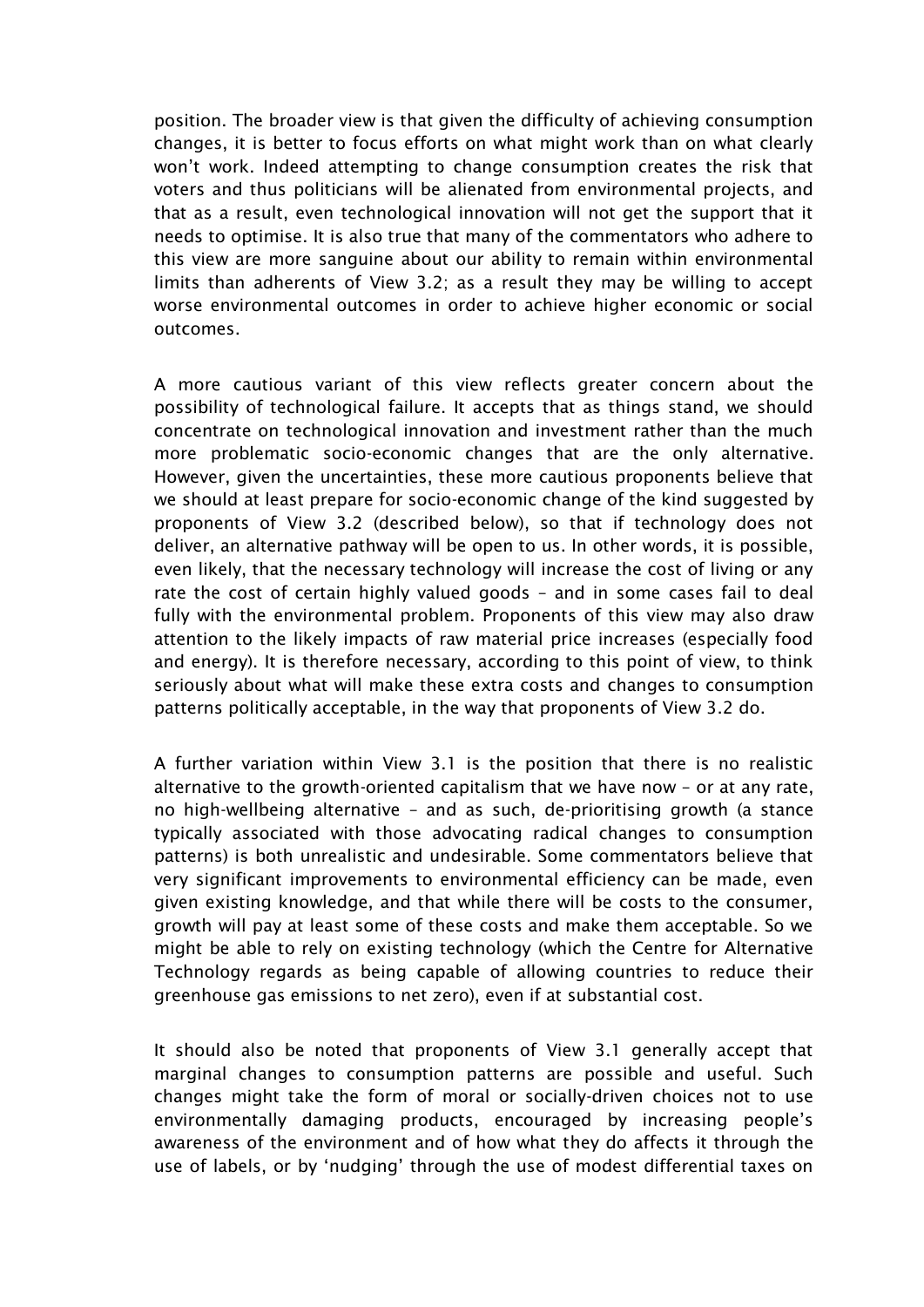position. The broader view is that given the difficulty of achieving consumption changes, it is better to focus efforts on what might work than on what clearly won't work. Indeed attempting to change consumption creates the risk that voters and thus politicians will be alienated from environmental projects, and that as a result, even technological innovation will not get the support that it needs to optimise. It is also true that many of the commentators who adhere to this view are more sanguine about our ability to remain within environmental limits than adherents of View 3.2; as a result they may be willing to accept worse environmental outcomes in order to achieve higher economic or social outcomes.

A more cautious variant of this view reflects greater concern about the possibility of technological failure. It accepts that as things stand, we should concentrate on technological innovation and investment rather than the much more problematic socio-economic changes that are the only alternative. However, given the uncertainties, these more cautious proponents believe that we should at least prepare for socio-economic change of the kind suggested by proponents of View 3.2 (described below), so that if technology does not deliver, an alternative pathway will be open to us. In other words, it is possible, even likely, that the necessary technology will increase the cost of living or any rate the cost of certain highly valued goods – and in some cases fail to deal fully with the environmental problem. Proponents of this view may also draw attention to the likely impacts of raw material price increases (especially food and energy). It is therefore necessary, according to this point of view, to think seriously about what will make these extra costs and changes to consumption patterns politically acceptable, in the way that proponents of View 3.2 do.

A further variation within View 3.1 is the position that there is no realistic alternative to the growth-oriented capitalism that we have now – or at any rate, no high-wellbeing alternative – and as such, de-prioritising growth (a stance typically associated with those advocating radical changes to consumption patterns) is both unrealistic and undesirable. Some commentators believe that very significant improvements to environmental efficiency can be made, even given existing knowledge, and that while there will be costs to the consumer, growth will pay at least some of these costs and make them acceptable. So we might be able to rely on existing technology (which the Centre for Alternative Technology regards as being capable of allowing countries to reduce their greenhouse gas emissions to net zero), even if at substantial cost.

It should also be noted that proponents of View 3.1 generally accept that marginal changes to consumption patterns are possible and useful. Such changes might take the form of moral or socially-driven choices not to use environmentally damaging products, encouraged by increasing people's awareness of the environment and of how what they do affects it through the use of labels, or by 'nudging' through the use of modest differential taxes on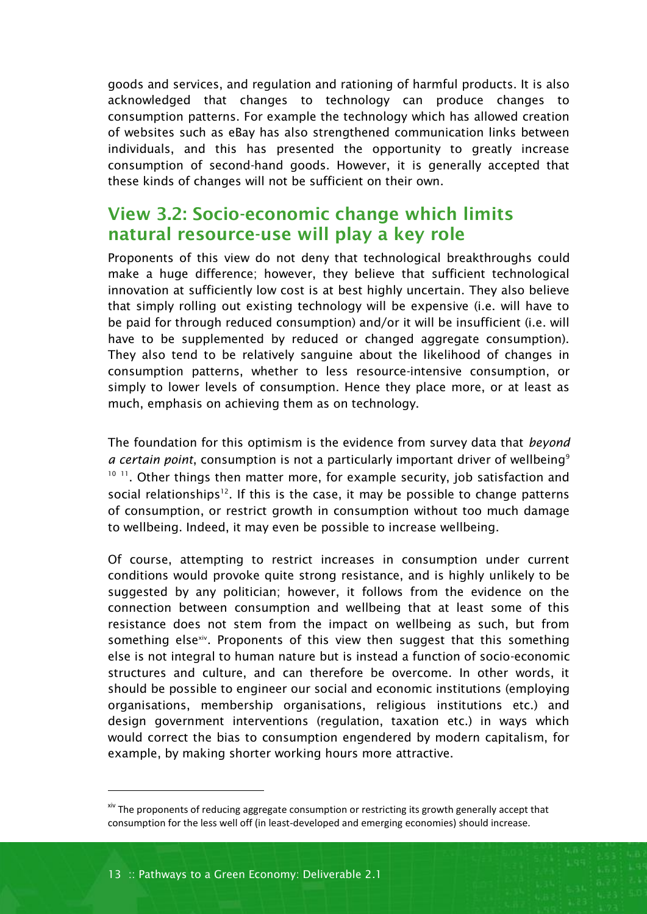goods and services, and regulation and rationing of harmful products. It is also acknowledged that changes to technology can produce changes to consumption patterns. For example the technology which has allowed creation of websites such as eBay has also strengthened communication links between individuals, and this has presented the opportunity to greatly increase consumption of second-hand goods. However, it is generally accepted that these kinds of changes will not be sufficient on their own.

## View 3.2: Socio-economic change which limits natural resource-use will play a key role

Proponents of this view do not deny that technological breakthroughs could make a huge difference; however, they believe that sufficient technological innovation at sufficiently low cost is at best highly uncertain. They also believe that simply rolling out existing technology will be expensive (i.e. will have to be paid for through reduced consumption) and/or it will be insufficient (i.e. will have to be supplemented by reduced or changed aggregate consumption). They also tend to be relatively sanguine about the likelihood of changes in consumption patterns, whether to less resource-intensive consumption, or simply to lower levels of consumption. Hence they place more, or at least as much, emphasis on achieving them as on technology.

The foundation for this optimism is the evidence from survey data that *beyond a certain point*, consumption is not a particularly important driver of wellbeing[9][10][11]. Other things then matter more, for example security, job satisfaction and social relationships[12]. If this is the case, it may be possible to change patterns of consumption, or restrict growth in consumption without too much damage to wellbeing. Indeed, it may even be possible to increase wellbeing.

Of course, attempting to restrict increases in consumption under current conditions would provoke quite strong resistance, and is highly unlikely to be suggested by any politician; however, it follows from the evidence on the connection between consumption and wellbeing that at least some of this resistance does not stem from the impact on wellbeing as such, but from something else[xiv]. Proponents of this view then suggest that this something else is not integral to human nature but is instead a function of socio-economic structures and culture, and can therefore be overcome. In other words, it should be possible to engineer our social and economic institutions (employing organisations, membership organisations, religious institutions etc.) and design government interventions (regulation, taxation etc.) in ways which would correct the bias to consumption engendered by modern capitalism, for example, by making shorter working hours more attractive.

---

[xiv] The proponents of reducing aggregate consumption or restricting its growth generally accept that consumption for the less well off (in least-developed and emerging economies) should increase.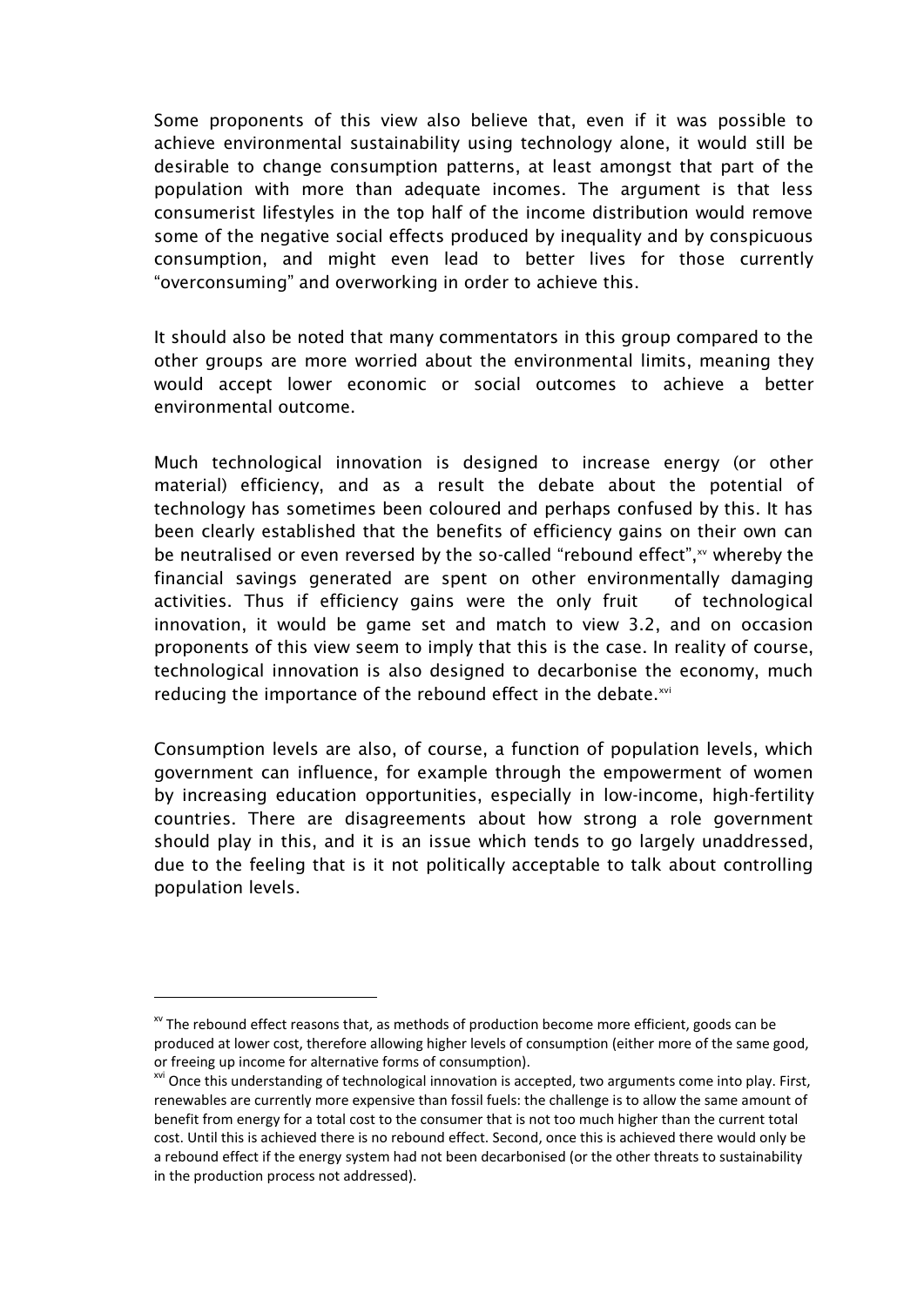Some proponents of this view also believe that, even if it was possible to achieve environmental sustainability using technology alone, it would still be desirable to change consumption patterns, at least amongst that part of the population with more than adequate incomes. The argument is that less consumerist lifestyles in the top half of the income distribution would remove some of the negative social effects produced by inequality and by conspicuous consumption, and might even lead to better lives for those currently "overconsuming" and overworking in order to achieve this.

It should also be noted that many commentators in this group compared to the other groups are more worried about the environmental limits, meaning they would accept lower economic or social outcomes to achieve a better environmental outcome.

Much technological innovation is designed to increase energy (or other material) efficiency, and as a result the debate about the potential of technology has sometimes been coloured and perhaps confused by this. It has been clearly established that the benefits of efficiency gains on their own can be neutralised or even reversed by the so-called "rebound effect",[xv] whereby the financial savings generated are spent on other environmentally damaging activities. Thus if efficiency gains were the only fruit of technological innovation, it would be game set and match to view 3.2, and on occasion proponents of this view seem to imply that this is the case. In reality of course, technological innovation is also designed to decarbonise the economy, much reducing the importance of the rebound effect in the debate.[xvi]

Consumption levels are also, of course, a function of population levels, which government can influence, for example through the empowerment of women by increasing education opportunities, especially in low-income, high-fertility countries. There are disagreements about how strong a role government should play in this, and it is an issue which tends to go largely unaddressed, due to the feeling that is it not politically acceptable to talk about controlling population levels.

---

[xv] The rebound effect reasons that, as methods of production become more efficient, goods can be produced at lower cost, therefore allowing higher levels of consumption (either more of the same good, or freeing up income for alternative forms of consumption).

[xvi] Once this understanding of technological innovation is accepted, two arguments come into play. First, renewables are currently more expensive than fossil fuels: the challenge is to allow the same amount of benefit from energy for a total cost to the consumer that is not too much higher than the current total cost. Until this is achieved there is no rebound effect. Second, once this is achieved there would only be a rebound effect if the energy system had not been decarbonised (or the other threats to sustainability in the production process not addressed).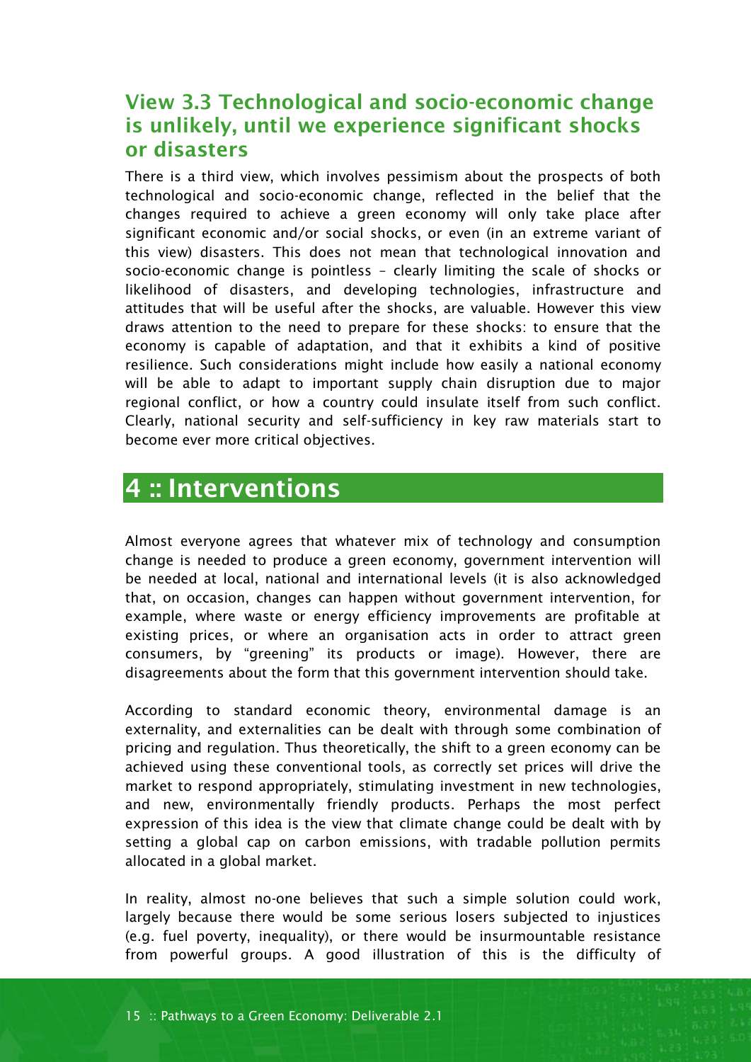### View 3.3 Technological and socio-economic change is unlikely, until we experience significant shocks or disasters

There is a third view, which involves pessimism about the prospects of both technological and socio-economic change, reflected in the belief that the changes required to achieve a green economy will only take place after significant economic and/or social shocks, or even (in an extreme variant of this view) disasters. This does not mean that technological innovation and socio-economic change is pointless – clearly limiting the scale of shocks or likelihood of disasters, and developing technologies, infrastructure and attitudes that will be useful after the shocks, are valuable. However this view draws attention to the need to prepare for these shocks: to ensure that the economy is capable of adaptation, and that it exhibits a kind of positive resilience. Such considerations might include how easily a national economy will be able to adapt to important supply chain disruption due to major regional conflict, or how a country could insulate itself from such conflict. Clearly, national security and self-sufficiency in key raw materials start to become ever more critical objectives.

## 4 :: Interventions

Almost everyone agrees that whatever mix of technology and consumption change is needed to produce a green economy, government intervention will be needed at local, national and international levels (it is also acknowledged that, on occasion, changes can happen without government intervention, for example, where waste or energy efficiency improvements are profitable at existing prices, or where an organisation acts in order to attract green consumers, by "greening" its products or image). However, there are disagreements about the form that this government intervention should take.

According to standard economic theory, environmental damage is an externality, and externalities can be dealt with through some combination of pricing and regulation. Thus theoretically, the shift to a green economy can be achieved using these conventional tools, as correctly set prices will drive the market to respond appropriately, stimulating investment in new technologies, and new, environmentally friendly products. Perhaps the most perfect expression of this idea is the view that climate change could be dealt with by setting a global cap on carbon emissions, with tradable pollution permits allocated in a global market.

In reality, almost no-one believes that such a simple solution could work, largely because there would be some serious losers subjected to injustices (e.g. fuel poverty, inequality), or there would be insurmountable resistance from powerful groups. A good illustration of this is the difficulty of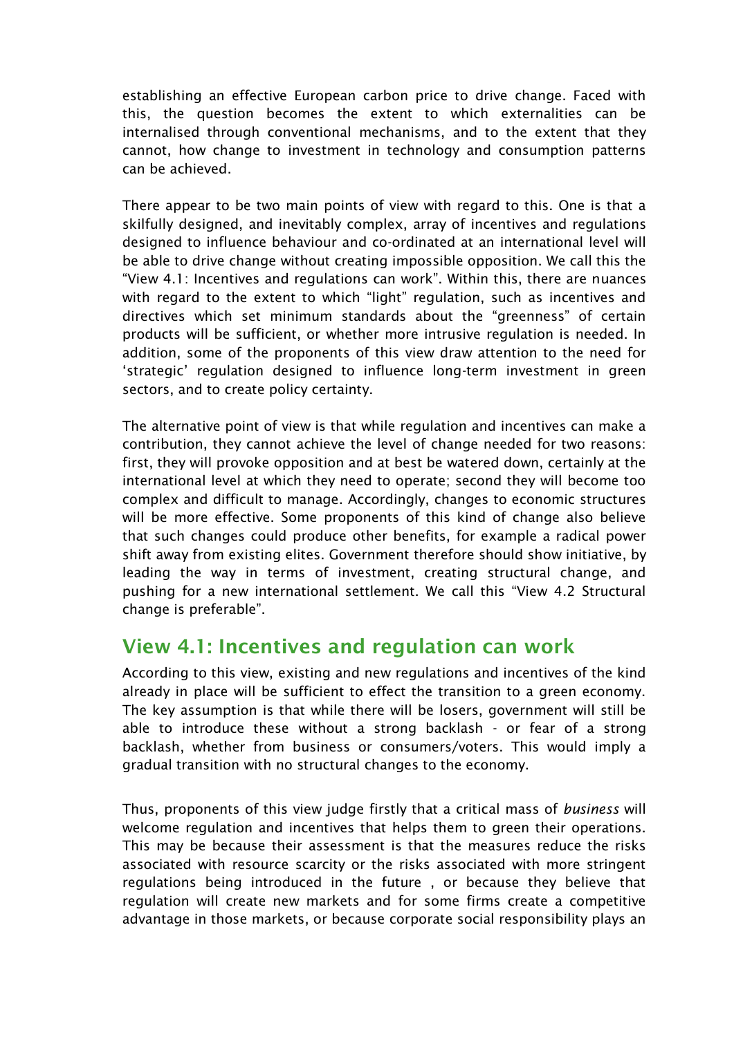establishing an effective European carbon price to drive change. Faced with this, the question becomes the extent to which externalities can be internalised through conventional mechanisms, and to the extent that they cannot, how change to investment in technology and consumption patterns can be achieved.

There appear to be two main points of view with regard to this. One is that a skilfully designed, and inevitably complex, array of incentives and regulations designed to influence behaviour and co-ordinated at an international level will be able to drive change without creating impossible opposition. We call this the "View 4.1: Incentives and regulations can work". Within this, there are nuances with regard to the extent to which "light" regulation, such as incentives and directives which set minimum standards about the "greenness" of certain products will be sufficient, or whether more intrusive regulation is needed. In addition, some of the proponents of this view draw attention to the need for 'strategic' regulation designed to influence long-term investment in green sectors, and to create policy certainty.

The alternative point of view is that while regulation and incentives can make a contribution, they cannot achieve the level of change needed for two reasons: first, they will provoke opposition and at best be watered down, certainly at the international level at which they need to operate; second they will become too complex and difficult to manage. Accordingly, changes to economic structures will be more effective. Some proponents of this kind of change also believe that such changes could produce other benefits, for example a radical power shift away from existing elites. Government therefore should show initiative, by leading the way in terms of investment, creating structural change, and pushing for a new international settlement. We call this "View 4.2 Structural change is preferable".

## View 4.1: Incentives and regulation can work

According to this view, existing and new regulations and incentives of the kind already in place will be sufficient to effect the transition to a green economy. The key assumption is that while there will be losers, government will still be able to introduce these without a strong backlash - or fear of a strong backlash, whether from business or consumers/voters. This would imply a gradual transition with no structural changes to the economy.

Thus, proponents of this view judge firstly that a critical mass of *business* will welcome regulation and incentives that helps them to green their operations. This may be because their assessment is that the measures reduce the risks associated with resource scarcity or the risks associated with more stringent regulations being introduced in the future , or because they believe that regulation will create new markets and for some firms create a competitive advantage in those markets, or because corporate social responsibility plays an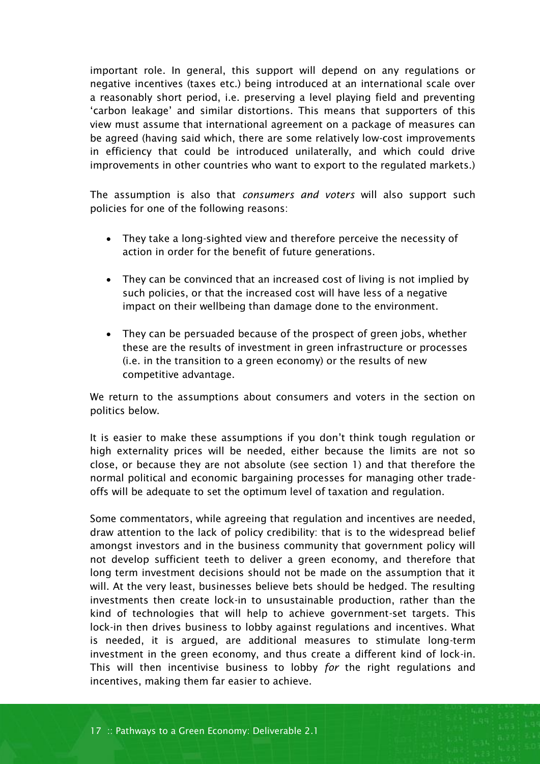important role. In general, this support will depend on any regulations or negative incentives (taxes etc.) being introduced at an international scale over a reasonably short period, i.e. preserving a level playing field and preventing 'carbon leakage' and similar distortions. This means that supporters of this view must assume that international agreement on a package of measures can be agreed (having said which, there are some relatively low-cost improvements in efficiency that could be introduced unilaterally, and which could drive improvements in other countries who want to export to the regulated markets.)

The assumption is also that *consumers and voters* will also support such policies for one of the following reasons:

- They take a long-sighted view and therefore perceive the necessity of action in order for the benefit of future generations.
- They can be convinced that an increased cost of living is not implied by such policies, or that the increased cost will have less of a negative impact on their wellbeing than damage done to the environment.
- They can be persuaded because of the prospect of green jobs, whether these are the results of investment in green infrastructure or processes (i.e. in the transition to a green economy) or the results of new competitive advantage.

We return to the assumptions about consumers and voters in the section on politics below.

It is easier to make these assumptions if you don't think tough regulation or high externality prices will be needed, either because the limits are not so close, or because they are not absolute (see section 1) and that therefore the normal political and economic bargaining processes for managing other trade-offs will be adequate to set the optimum level of taxation and regulation.

Some commentators, while agreeing that regulation and incentives are needed, draw attention to the lack of policy credibility: that is to the widespread belief amongst investors and in the business community that government policy will not develop sufficient teeth to deliver a green economy, and therefore that long term investment decisions should not be made on the assumption that it will. At the very least, businesses believe bets should be hedged. The resulting investments then create lock-in to unsustainable production, rather than the kind of technologies that will help to achieve government-set targets. This lock-in then drives business to lobby against regulations and incentives. What is needed, it is argued, are additional measures to stimulate long-term investment in the green economy, and thus create a different kind of lock-in. This will then incentivise business to lobby *for* the right regulations and incentives, making them far easier to achieve.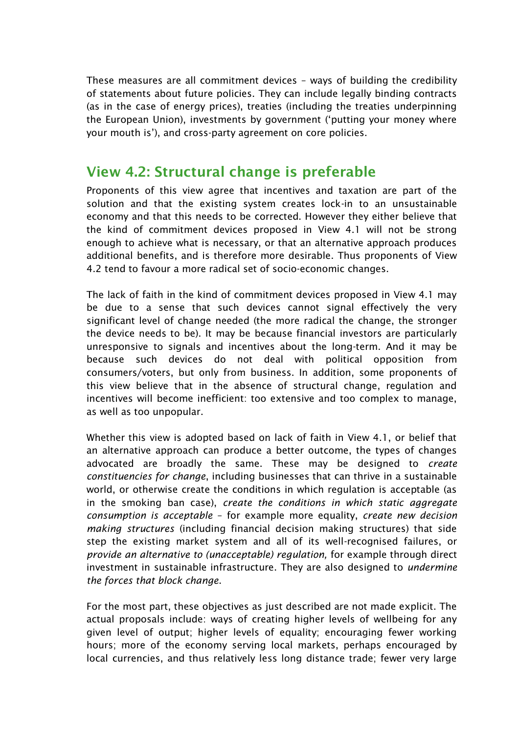These measures are all commitment devices – ways of building the credibility of statements about future policies. They can include legally binding contracts (as in the case of energy prices), treaties (including the treaties underpinning the European Union), investments by government ('putting your money where your mouth is'), and cross-party agreement on core policies.

## View 4.2: Structural change is preferable

Proponents of this view agree that incentives and taxation are part of the solution and that the existing system creates lock-in to an unsustainable economy and that this needs to be corrected. However they either believe that the kind of commitment devices proposed in View 4.1 will not be strong enough to achieve what is necessary, or that an alternative approach produces additional benefits, and is therefore more desirable. Thus proponents of View 4.2 tend to favour a more radical set of socio-economic changes.

The lack of faith in the kind of commitment devices proposed in View 4.1 may be due to a sense that such devices cannot signal effectively the very significant level of change needed (the more radical the change, the stronger the device needs to be). It may be because financial investors are particularly unresponsive to signals and incentives about the long-term. And it may be because such devices do not deal with political opposition from consumers/voters, but only from business. In addition, some proponents of this view believe that in the absence of structural change, regulation and incentives will become inefficient: too extensive and too complex to manage, as well as too unpopular.

Whether this view is adopted based on lack of faith in View 4.1, or belief that an alternative approach can produce a better outcome, the types of changes advocated are broadly the same. These may be designed to *create constituencies for change*, including businesses that can thrive in a sustainable world, or otherwise create the conditions in which regulation is acceptable (as in the smoking ban case), *create the conditions in which static aggregate consumption is acceptable* – for example more equality, *create new decision making structures* (including financial decision making structures) that side step the existing market system and all of its well-recognised failures, or *provide an alternative to (unacceptable) regulation,* for example through direct investment in sustainable infrastructure. They are also designed to *undermine the forces that block change*.

For the most part, these objectives as just described are not made explicit. The actual proposals include: ways of creating higher levels of wellbeing for any given level of output; higher levels of equality; encouraging fewer working hours; more of the economy serving local markets, perhaps encouraged by local currencies, and thus relatively less long distance trade; fewer very large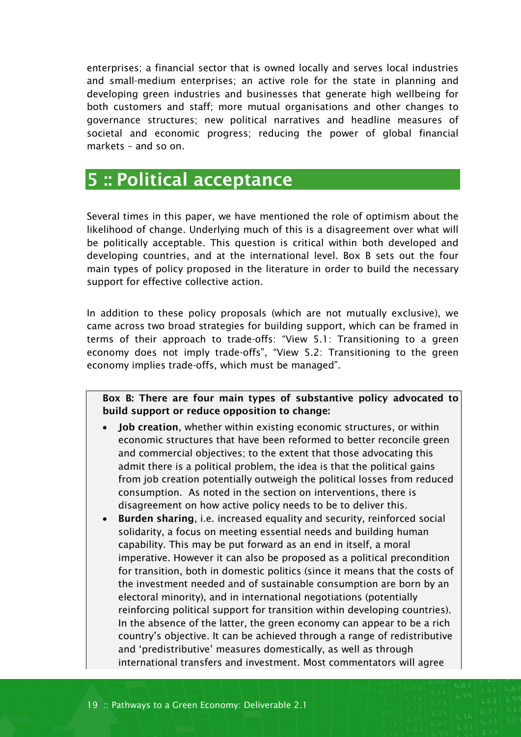enterprises; a financial sector that is owned locally and serves local industries and small-medium enterprises; an active role for the state in planning and developing green industries and businesses that generate high wellbeing for both customers and staff; more mutual organisations and other changes to governance structures; new political narratives and headline measures of societal and economic progress; reducing the power of global financial markets – and so on.

# 5 :: Political acceptance

Several times in this paper, we have mentioned the role of optimism about the likelihood of change. Underlying much of this is a disagreement over what will be politically acceptable. This question is critical within both developed and developing countries, and at the international level. Box B sets out the four main types of policy proposed in the literature in order to build the necessary support for effective collective action.

In addition to these policy proposals (which are not mutually exclusive), we came across two broad strategies for building support, which can be framed in terms of their approach to trade-offs: "View 5.1: Transitioning to a green economy does not imply trade-offs", "View 5.2: Transitioning to the green economy implies trade-offs, which must be managed".

**Box B: There are four main types of substantive policy advocated to build support or reduce opposition to change:**

- **Job creation**, whether within existing economic structures, or within economic structures that have been reformed to better reconcile green and commercial objectives; to the extent that those advocating this admit there is a political problem, the idea is that the political gains from job creation potentially outweigh the political losses from reduced consumption. As noted in the section on interventions, there is disagreement on how active policy needs to be to deliver this.
- **Burden sharing**, i.e. increased equality and security, reinforced social solidarity, a focus on meeting essential needs and building human capability. This may be put forward as an end in itself, a moral imperative. However it can also be proposed as a political precondition for transition, both in domestic politics (since it means that the costs of the investment needed and of sustainable consumption are born by an electoral minority), and in international negotiations (potentially reinforcing political support for transition within developing countries). In the absence of the latter, the green economy can appear to be a rich country's objective. It can be achieved through a range of redistributive and 'predistributive' measures domestically, as well as through international transfers and investment. Most commentators will agree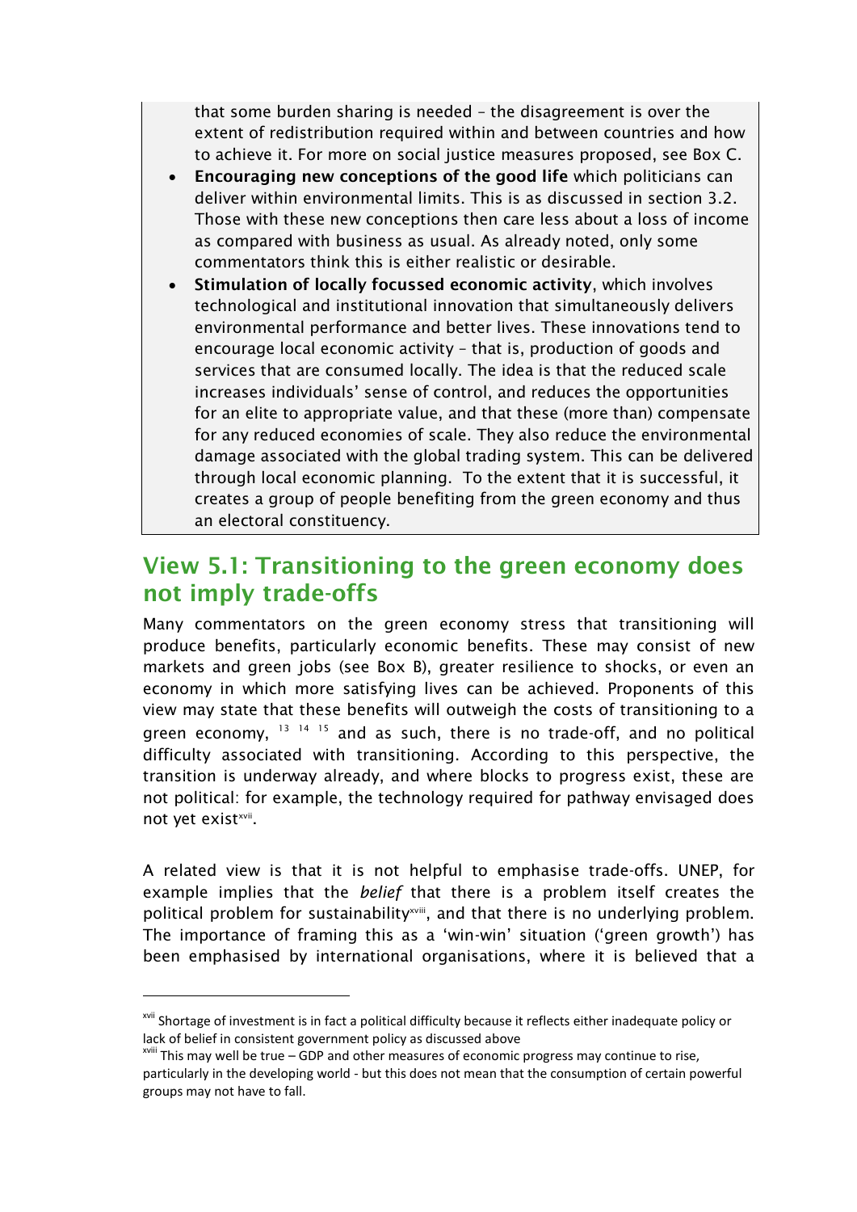that some burden sharing is needed – the disagreement is over the extent of redistribution required within and between countries and how to achieve it. For more on social justice measures proposed, see Box C.

- **Encouraging new conceptions of the good life** which politicians can deliver within environmental limits. This is as discussed in section 3.2. Those with these new conceptions then care less about a loss of income as compared with business as usual. As already noted, only some commentators think this is either realistic or desirable.
- **Stimulation of locally focussed economic activity**, which involves technological and institutional innovation that simultaneously delivers environmental performance and better lives. These innovations tend to encourage local economic activity – that is, production of goods and services that are consumed locally. The idea is that the reduced scale increases individuals' sense of control, and reduces the opportunities for an elite to appropriate value, and that these (more than) compensate for any reduced economies of scale. They also reduce the environmental damage associated with the global trading system. This can be delivered through local economic planning. To the extent that it is successful, it creates a group of people benefiting from the green economy and thus an electoral constituency.

## View 5.1: Transitioning to the green economy does not imply trade-offs

Many commentators on the green economy stress that transitioning will produce benefits, particularly economic benefits. These may consist of new markets and green jobs (see Box B), greater resilience to shocks, or even an economy in which more satisfying lives can be achieved. Proponents of this view may state that these benefits will outweigh the costs of transitioning to a green economy, [13] [14] [15] and as such, there is no trade-off, and no political difficulty associated with transitioning. According to this perspective, the transition is underway already, and where blocks to progress exist, these are not political: for example, the technology required for pathway envisaged does not yet exist[xvii].

A related view is that it is not helpful to emphasise trade-offs. UNEP, for example implies that the *belief* that there is a problem itself creates the political problem for sustainability[xviii], and that there is no underlying problem. The importance of framing this as a 'win-win' situation ('green growth') has been emphasised by international organisations, where it is believed that a

---

[xvii] Shortage of investment is in fact a political difficulty because it reflects either inadequate policy or lack of belief in consistent government policy as discussed above

[xviii] This may well be true – GDP and other measures of economic progress may continue to rise, particularly in the developing world - but this does not mean that the consumption of certain powerful groups may not have to fall.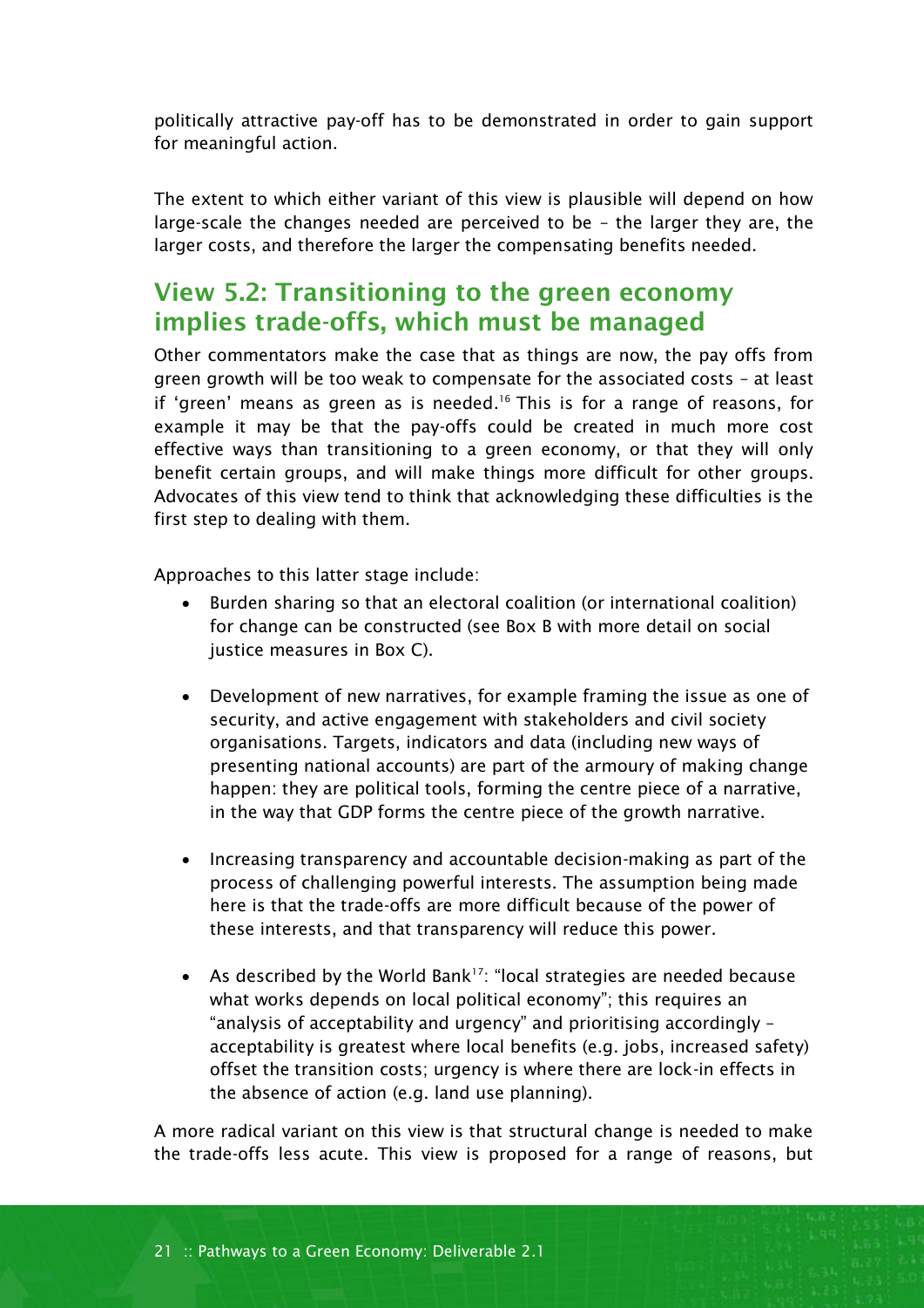politically attractive pay-off has to be demonstrated in order to gain support for meaningful action.

The extent to which either variant of this view is plausible will depend on how large-scale the changes needed are perceived to be – the larger they are, the larger costs, and therefore the larger the compensating benefits needed.

## View 5.2: Transitioning to the green economy implies trade-offs, which must be managed

Other commentators make the case that as things are now, the pay offs from green growth will be too weak to compensate for the associated costs – at least if 'green' means as green as is needed.[16] This is for a range of reasons, for example it may be that the pay-offs could be created in much more cost effective ways than transitioning to a green economy, or that they will only benefit certain groups, and will make things more difficult for other groups. Advocates of this view tend to think that acknowledging these difficulties is the first step to dealing with them.

Approaches to this latter stage include:

- Burden sharing so that an electoral coalition (or international coalition) for change can be constructed (see Box B with more detail on social justice measures in Box C).
- Development of new narratives, for example framing the issue as one of security, and active engagement with stakeholders and civil society organisations. Targets, indicators and data (including new ways of presenting national accounts) are part of the armoury of making change happen: they are political tools, forming the centre piece of a narrative, in the way that GDP forms the centre piece of the growth narrative.
- Increasing transparency and accountable decision-making as part of the process of challenging powerful interests. The assumption being made here is that the trade-offs are more difficult because of the power of these interests, and that transparency will reduce this power.
- As described by the World Bank[17]: "local strategies are needed because what works depends on local political economy"; this requires an "analysis of acceptability and urgency" and prioritising accordingly – acceptability is greatest where local benefits (e.g. jobs, increased safety) offset the transition costs; urgency is where there are lock-in effects in the absence of action (e.g. land use planning).

A more radical variant on this view is that structural change is needed to make the trade-offs less acute. This view is proposed for a range of reasons, but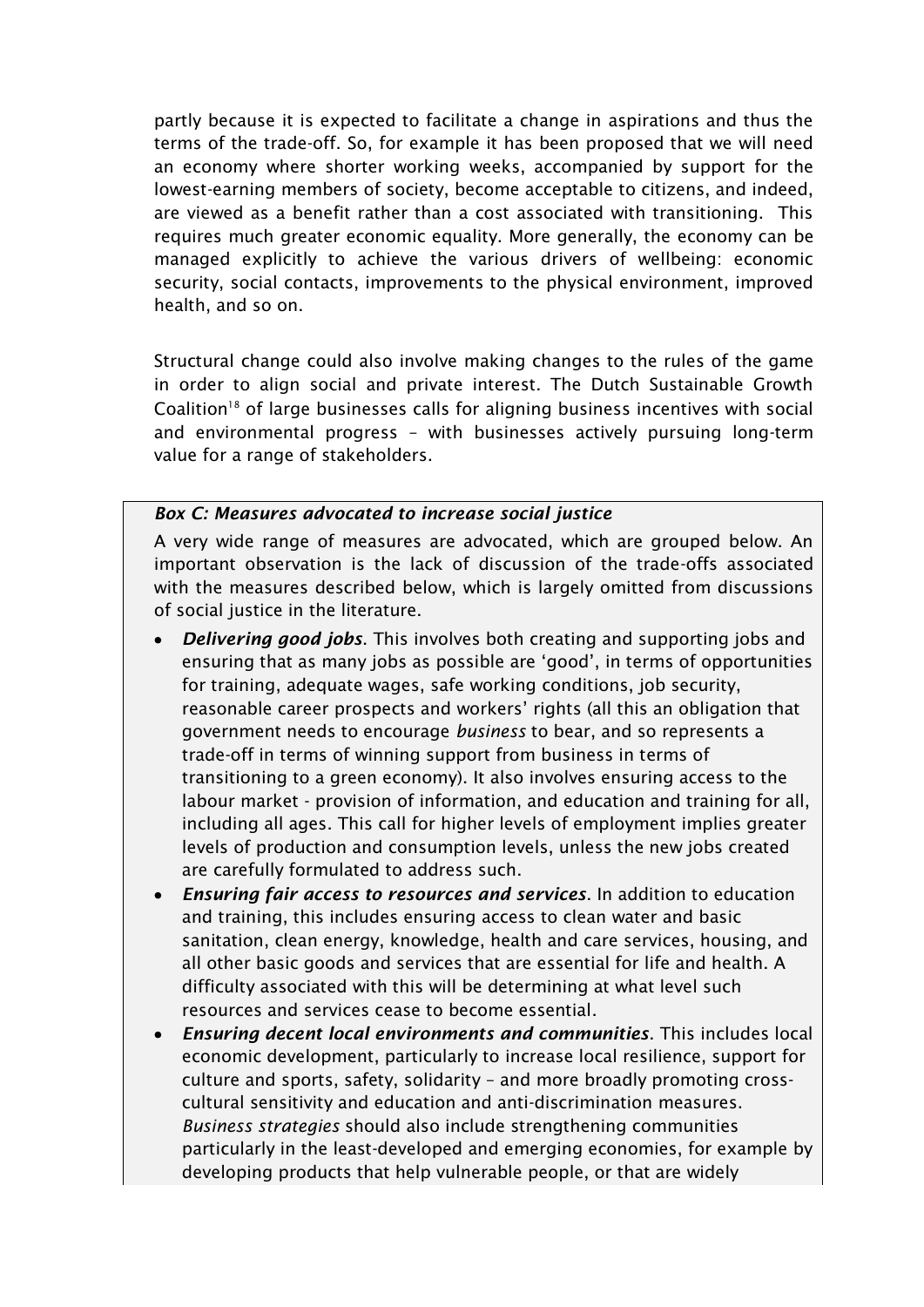partly because it is expected to facilitate a change in aspirations and thus the terms of the trade-off. So, for example it has been proposed that we will need an economy where shorter working weeks, accompanied by support for the lowest-earning members of society, become acceptable to citizens, and indeed, are viewed as a benefit rather than a cost associated with transitioning. This requires much greater economic equality. More generally, the economy can be managed explicitly to achieve the various drivers of wellbeing: economic security, social contacts, improvements to the physical environment, improved health, and so on.

Structural change could also involve making changes to the rules of the game in order to align social and private interest. The Dutch Sustainable Growth Coalition[18] of large businesses calls for aligning business incentives with social and environmental progress – with businesses actively pursuing long-term value for a range of stakeholders.

***Box C: Measures advocated to increase social justice***

A very wide range of measures are advocated, which are grouped below. An important observation is the lack of discussion of the trade-offs associated with the measures described below, which is largely omitted from discussions of social justice in the literature.

- ***Delivering good jobs***. This involves both creating and supporting jobs and ensuring that as many jobs as possible are 'good', in terms of opportunities for training, adequate wages, safe working conditions, job security, reasonable career prospects and workers' rights (all this an obligation that government needs to encourage *business* to bear, and so represents a trade-off in terms of winning support from business in terms of transitioning to a green economy). It also involves ensuring access to the labour market - provision of information, and education and training for all, including all ages. This call for higher levels of employment implies greater levels of production and consumption levels, unless the new jobs created are carefully formulated to address such.
- ***Ensuring fair access to resources and services***. In addition to education and training, this includes ensuring access to clean water and basic sanitation, clean energy, knowledge, health and care services, housing, and all other basic goods and services that are essential for life and health. A difficulty associated with this will be determining at what level such resources and services cease to become essential.
- ***Ensuring decent local environments and communities***. This includes local economic development, particularly to increase local resilience, support for culture and sports, safety, solidarity – and more broadly promoting cross-cultural sensitivity and education and anti-discrimination measures. *Business strategies* should also include strengthening communities particularly in the least-developed and emerging economies, for example by developing products that help vulnerable people, or that are widely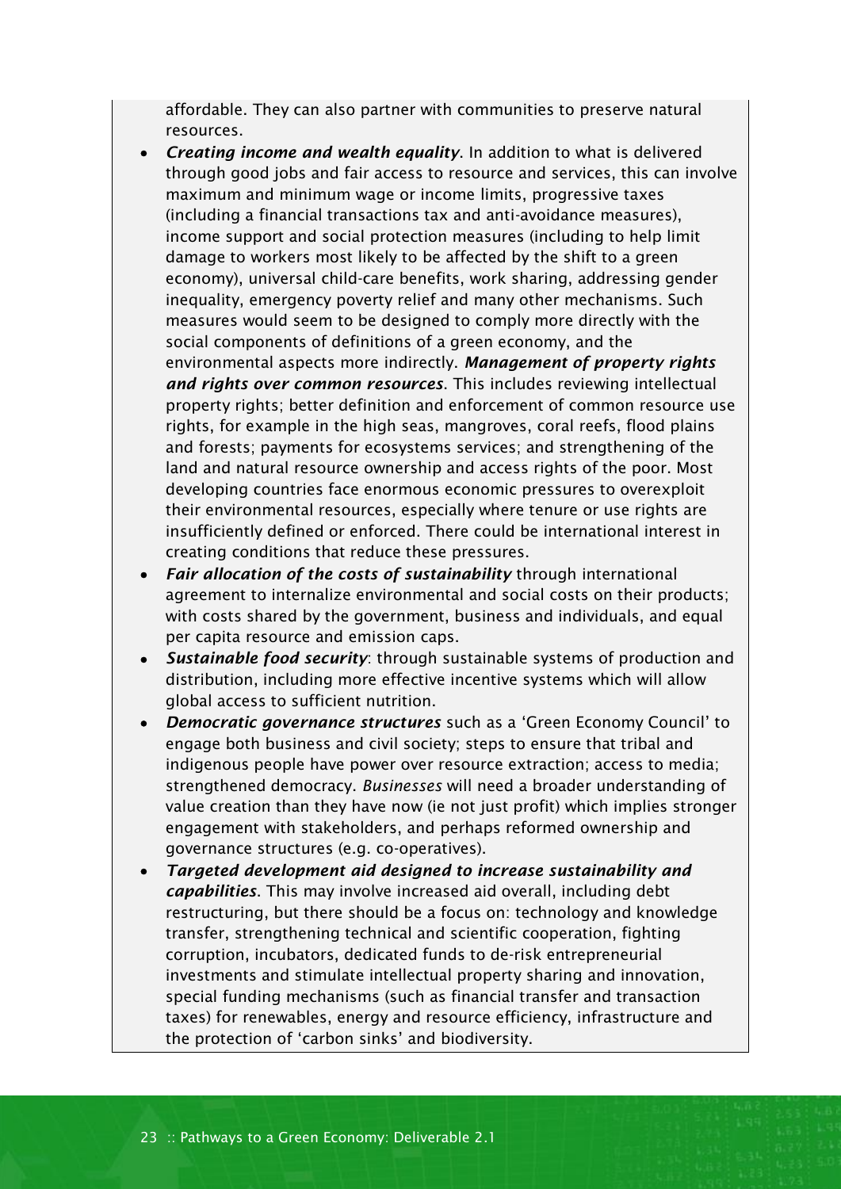affordable. They can also partner with communities to preserve natural resources.

- ***Creating income and wealth equality***. In addition to what is delivered through good jobs and fair access to resource and services, this can involve maximum and minimum wage or income limits, progressive taxes (including a financial transactions tax and anti-avoidance measures), income support and social protection measures (including to help limit damage to workers most likely to be affected by the shift to a green economy), universal child-care benefits, work sharing, addressing gender inequality, emergency poverty relief and many other mechanisms. Such measures would seem to be designed to comply more directly with the social components of definitions of a green economy, and the environmental aspects more indirectly. ***Management of property rights and rights over common resources***. This includes reviewing intellectual property rights; better definition and enforcement of common resource use rights, for example in the high seas, mangroves, coral reefs, flood plains and forests; payments for ecosystems services; and strengthening of the land and natural resource ownership and access rights of the poor. Most developing countries face enormous economic pressures to overexploit their environmental resources, especially where tenure or use rights are insufficiently defined or enforced. There could be international interest in creating conditions that reduce these pressures.
- ***Fair allocation of the costs of sustainability*** through international agreement to internalize environmental and social costs on their products; with costs shared by the government, business and individuals, and equal per capita resource and emission caps.
- ***Sustainable food security***: through sustainable systems of production and distribution, including more effective incentive systems which will allow global access to sufficient nutrition.
- ***Democratic governance structures*** such as a 'Green Economy Council' to engage both business and civil society; steps to ensure that tribal and indigenous people have power over resource extraction; access to media; strengthened democracy. *Businesses* will need a broader understanding of value creation than they have now (ie not just profit) which implies stronger engagement with stakeholders, and perhaps reformed ownership and governance structures (e.g. co-operatives).
- ***Targeted development aid designed to increase sustainability and capabilities***. This may involve increased aid overall, including debt restructuring, but there should be a focus on: technology and knowledge transfer, strengthening technical and scientific cooperation, fighting corruption, incubators, dedicated funds to de-risk entrepreneurial investments and stimulate intellectual property sharing and innovation, special funding mechanisms (such as financial transfer and transaction taxes) for renewables, energy and resource efficiency, infrastructure and the protection of 'carbon sinks' and biodiversity.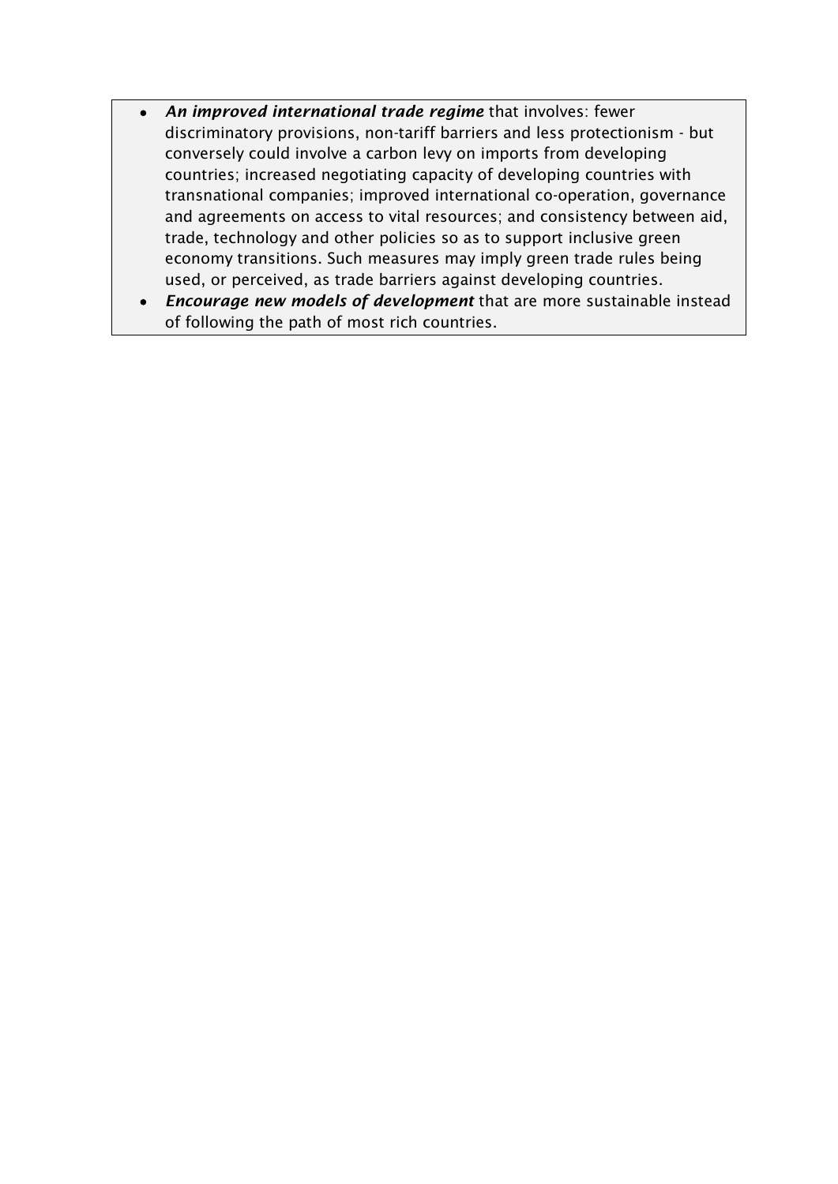- ***An improved international trade regime*** that involves: fewer discriminatory provisions, non-tariff barriers and less protectionism - but conversely could involve a carbon levy on imports from developing countries; increased negotiating capacity of developing countries with transnational companies; improved international co-operation, governance and agreements on access to vital resources; and consistency between aid, trade, technology and other policies so as to support inclusive green economy transitions. Such measures may imply green trade rules being used, or perceived, as trade barriers against developing countries.
- ***Encourage new models of development*** that are more sustainable instead of following the path of most rich countries.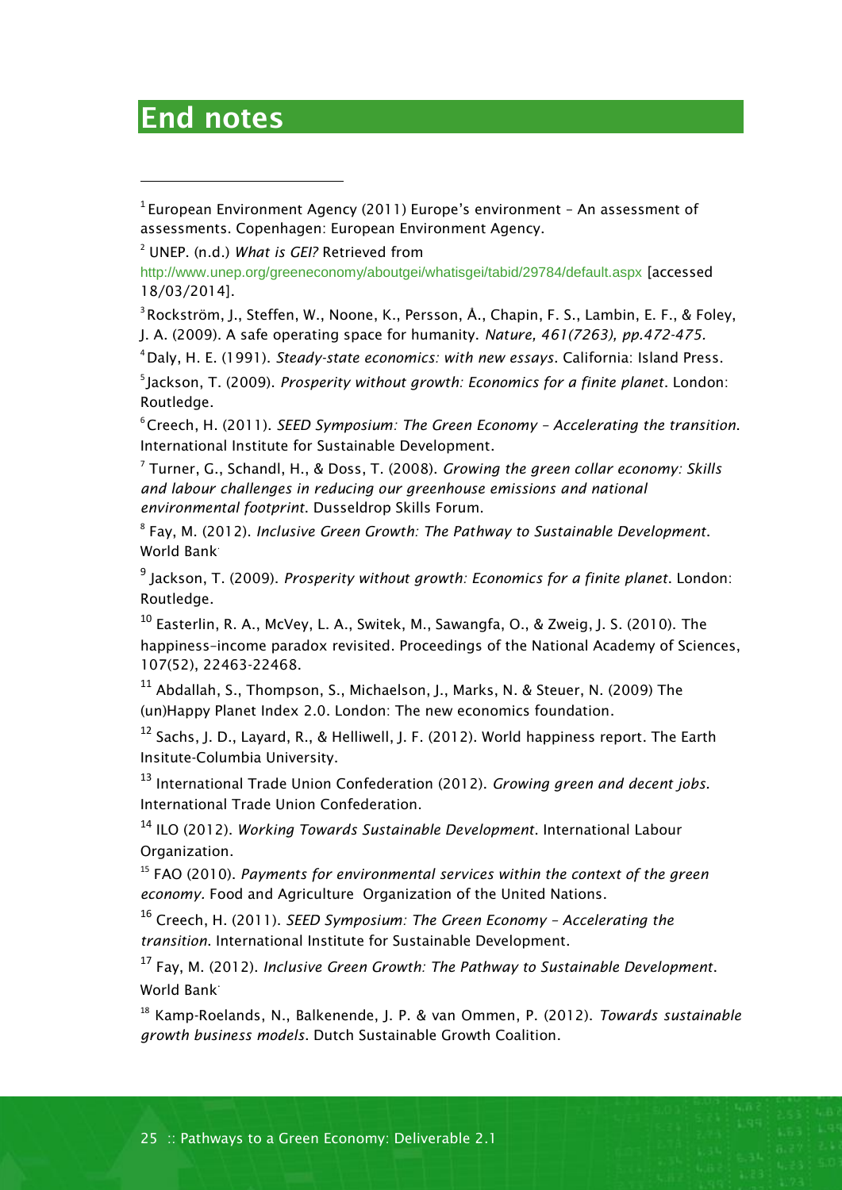# End notes

[1] European Environment Agency (2011) Europe's environment – An assessment of assessments. Copenhagen: European Environment Agency.

[2] UNEP. (n.d.) *What is GEI?* Retrieved from http://www.unep.org/greeneconomy/aboutgei/whatisgei/tabid/29784/default.aspx [accessed 18/03/2014].

[3] Rockström, J., Steffen, W., Noone, K., Persson, Å., Chapin, F. S., Lambin, E. F., & Foley, J. A. (2009). A safe operating space for humanity. *Nature, 461(7263), pp.472-475.*

[4] Daly, H. E. (1991). *Steady-state economics: with new essays*. California: Island Press.

[5] Jackson, T. (2009). *Prosperity without growth: Economics for a finite planet*. London: Routledge.

[6] Creech, H. (2011). *SEED Symposium: The Green Economy – Accelerating the transition*. International Institute for Sustainable Development.

[7] Turner, G., Schandl, H., & Doss, T. (2008). *Growing the green collar economy: Skills and labour challenges in reducing our greenhouse emissions and national environmental footprint*. Dusseldrop Skills Forum.

[8] Fay, M. (2012). *Inclusive Green Growth: The Pathway to Sustainable Development*. World Bank.

[9] Jackson, T. (2009). *Prosperity without growth: Economics for a finite planet*. London: Routledge.

[10] Easterlin, R. A., McVey, L. A., Switek, M., Sawangfa, O., & Zweig, J. S. (2010). The happiness–income paradox revisited. Proceedings of the National Academy of Sciences, 107(52), 22463-22468.

[11] Abdallah, S., Thompson, S., Michaelson, J., Marks, N. & Steuer, N. (2009) The (un)Happy Planet Index 2.0. London: The new economics foundation.

[12] Sachs, J. D., Layard, R., & Helliwell, J. F. (2012). World happiness report. The Earth Insitute-Columbia University.

[13] International Trade Union Confederation (2012). *Growing green and decent jobs.* International Trade Union Confederation.

[14] ILO (2012). *Working Towards Sustainable Development*. International Labour Organization.

[15] FAO (2010). *Payments for environmental services within the context of the green economy.* Food and Agriculture Organization of the United Nations.

[16] Creech, H. (2011). *SEED Symposium: The Green Economy – Accelerating the transition*. International Institute for Sustainable Development.

[17] Fay, M. (2012). *Inclusive Green Growth: The Pathway to Sustainable Development*. World Bank.

[18] Kamp-Roelands, N., Balkenende, J. P. & van Ommen, P. (2012). *Towards sustainable growth business models*. Dutch Sustainable Growth Coalition.